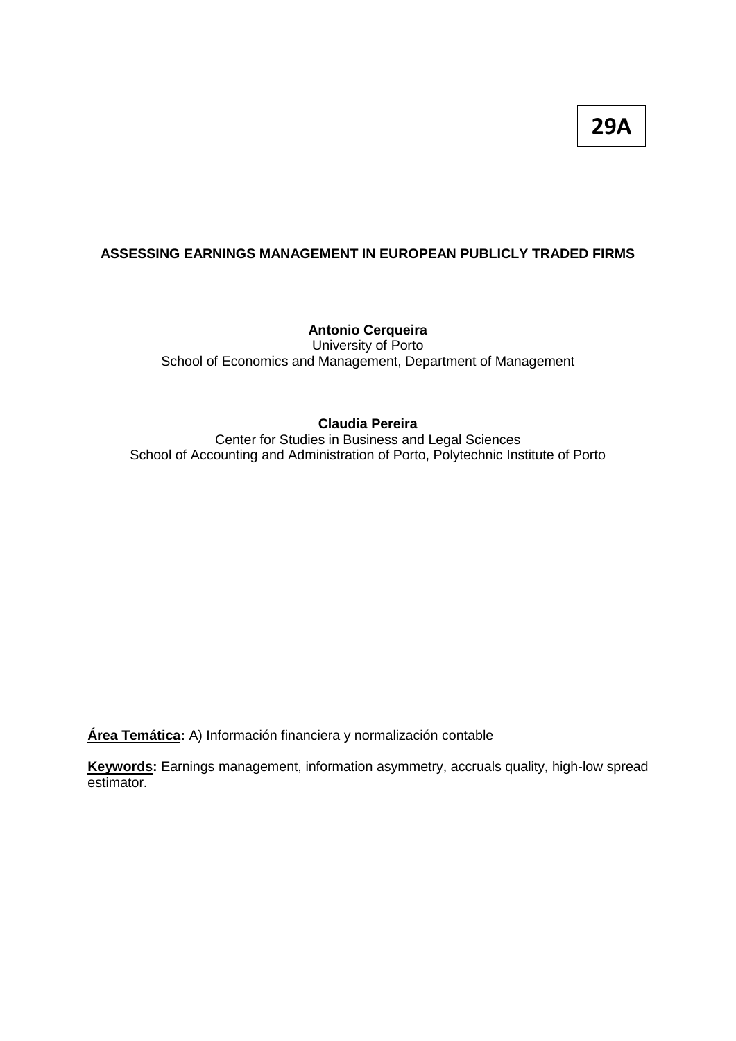**29A**

# ASSESSING EARNINGS MANAGEMENT IN EUROPEAN PUBLICLY TRADED FIRMS

**Antonio Cerqueira**
University of Porto
School of Economics and Management, Department of Management

**Claudia Pereira**
Center for Studies in Business and Legal Sciences
School of Accounting and Administration of Porto, Polytechnic Institute of Porto

**Área Temática:** A) Información financiera y normalización contable

**Keywords:** Earnings management, information asymmetry, accruals quality, high-low spread estimator.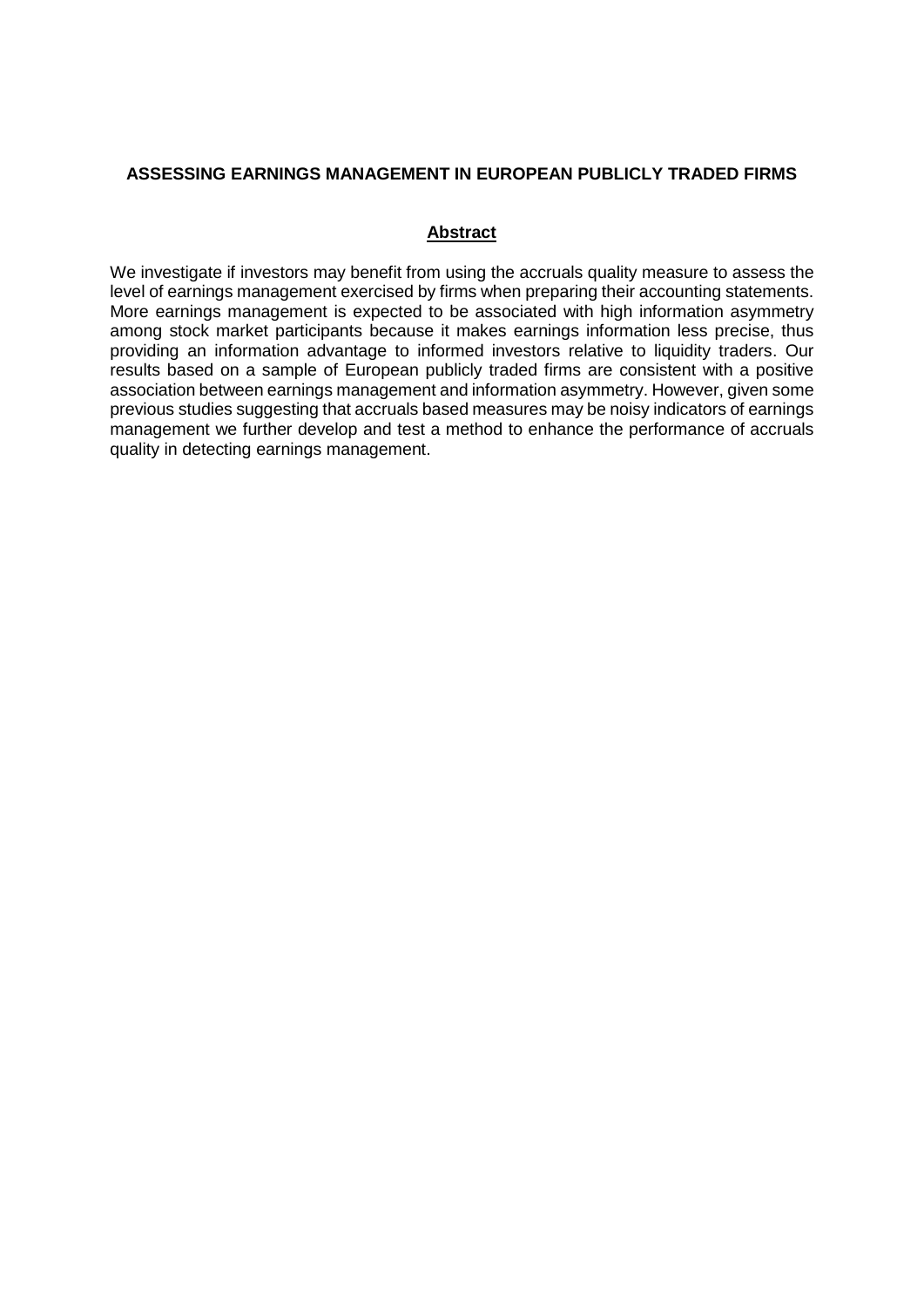# ASSESSING EARNINGS MANAGEMENT IN EUROPEAN PUBLICLY TRADED FIRMS

## Abstract

We investigate if investors may benefit from using the accruals quality measure to assess the level of earnings management exercised by firms when preparing their accounting statements. More earnings management is expected to be associated with high information asymmetry among stock market participants because it makes earnings information less precise, thus providing an information advantage to informed investors relative to liquidity traders. Our results based on a sample of European publicly traded firms are consistent with a positive association between earnings management and information asymmetry. However, given some previous studies suggesting that accruals based measures may be noisy indicators of earnings management we further develop and test a method to enhance the performance of accruals quality in detecting earnings management.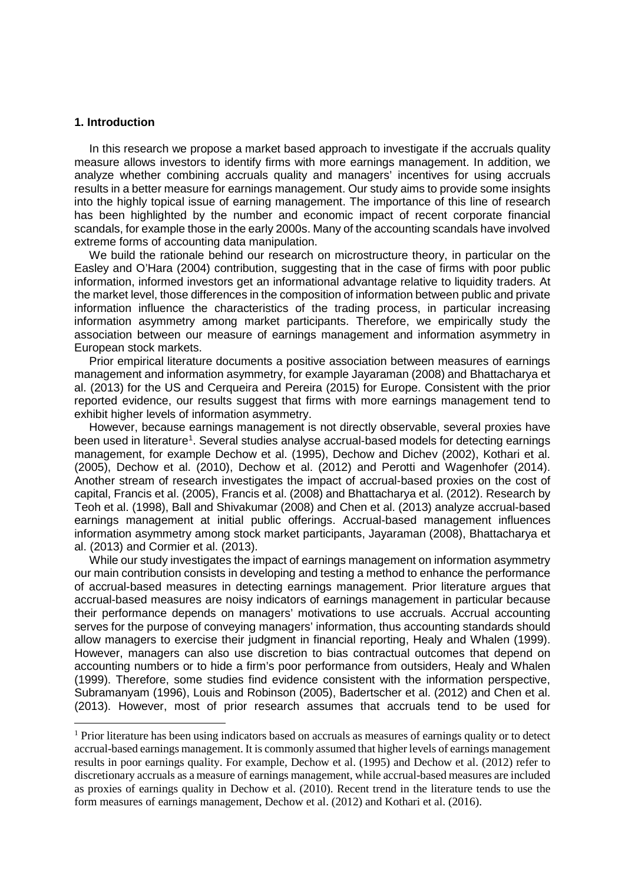## 1. Introduction

In this research we propose a market based approach to investigate if the accruals quality measure allows investors to identify firms with more earnings management. In addition, we analyze whether combining accruals quality and managers' incentives for using accruals results in a better measure for earnings management. Our study aims to provide some insights into the highly topical issue of earning management. The importance of this line of research has been highlighted by the number and economic impact of recent corporate financial scandals, for example those in the early 2000s. Many of the accounting scandals have involved extreme forms of accounting data manipulation.

We build the rationale behind our research on microstructure theory, in particular on the Easley and O'Hara (2004) contribution, suggesting that in the case of firms with poor public information, informed investors get an informational advantage relative to liquidity traders. At the market level, those differences in the composition of information between public and private information influence the characteristics of the trading process, in particular increasing information asymmetry among market participants. Therefore, we empirically study the association between our measure of earnings management and information asymmetry in European stock markets.

Prior empirical literature documents a positive association between measures of earnings management and information asymmetry, for example Jayaraman (2008) and Bhattacharya et al. (2013) for the US and Cerqueira and Pereira (2015) for Europe. Consistent with the prior reported evidence, our results suggest that firms with more earnings management tend to exhibit higher levels of information asymmetry.

However, because earnings management is not directly observable, several proxies have been used in literature[1]. Several studies analyse accrual-based models for detecting earnings management, for example Dechow et al. (1995), Dechow and Dichev (2002), Kothari et al. (2005), Dechow et al. (2010), Dechow et al. (2012) and Perotti and Wagenhofer (2014). Another stream of research investigates the impact of accrual-based proxies on the cost of capital, Francis et al. (2005), Francis et al. (2008) and Bhattacharya et al. (2012). Research by Teoh et al. (1998), Ball and Shivakumar (2008) and Chen et al. (2013) analyze accrual-based earnings management at initial public offerings. Accrual-based management influences information asymmetry among stock market participants, Jayaraman (2008), Bhattacharya et al. (2013) and Cormier et al. (2013).

While our study investigates the impact of earnings management on information asymmetry our main contribution consists in developing and testing a method to enhance the performance of accrual-based measures in detecting earnings management. Prior literature argues that accrual-based measures are noisy indicators of earnings management in particular because their performance depends on managers' motivations to use accruals. Accrual accounting serves for the purpose of conveying managers' information, thus accounting standards should allow managers to exercise their judgment in financial reporting, Healy and Whalen (1999). However, managers can also use discretion to bias contractual outcomes that depend on accounting numbers or to hide a firm's poor performance from outsiders, Healy and Whalen (1999). Therefore, some studies find evidence consistent with the information perspective, Subramanyam (1996), Louis and Robinson (2005), Badertscher et al. (2012) and Chen et al. (2013). However, most of prior research assumes that accruals tend to be used for

[1] Prior literature has been using indicators based on accruals as measures of earnings quality or to detect accrual-based earnings management. It is commonly assumed that higher levels of earnings management results in poor earnings quality. For example, Dechow et al. (1995) and Dechow et al. (2012) refer to discretionary accruals as a measure of earnings management, while accrual-based measures are included as proxies of earnings quality in Dechow et al. (2010). Recent trend in the literature tends to use the form measures of earnings management, Dechow et al. (2012) and Kothari et al. (2016).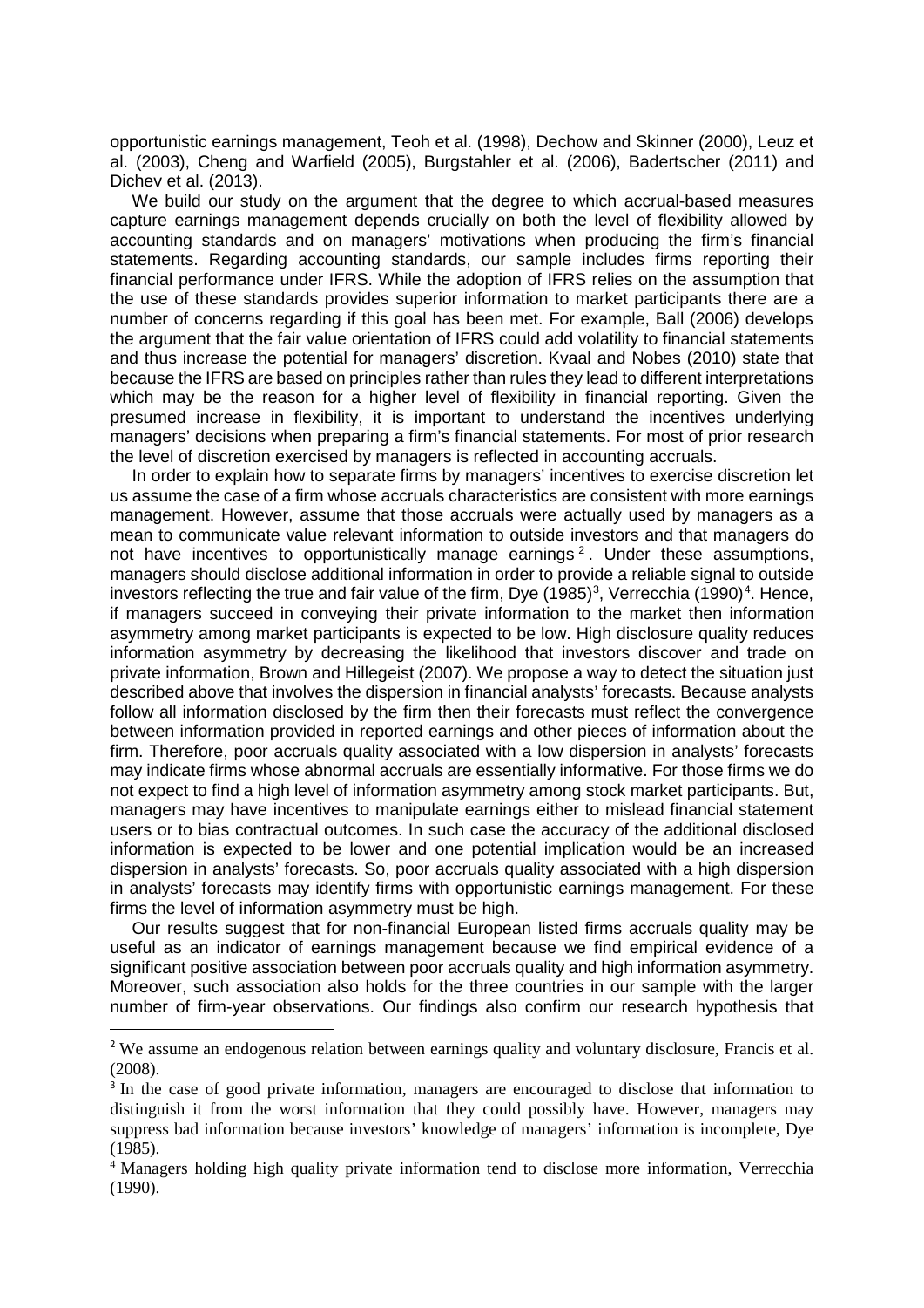opportunistic earnings management, Teoh et al. (1998), Dechow and Skinner (2000), Leuz et al. (2003), Cheng and Warfield (2005), Burgstahler et al. (2006), Badertscher (2011) and Dichev et al. (2013).

We build our study on the argument that the degree to which accrual-based measures capture earnings management depends crucially on both the level of flexibility allowed by accounting standards and on managers' motivations when producing the firm's financial statements. Regarding accounting standards, our sample includes firms reporting their financial performance under IFRS. While the adoption of IFRS relies on the assumption that the use of these standards provides superior information to market participants there are a number of concerns regarding if this goal has been met. For example, Ball (2006) develops the argument that the fair value orientation of IFRS could add volatility to financial statements and thus increase the potential for managers' discretion. Kvaal and Nobes (2010) state that because the IFRS are based on principles rather than rules they lead to different interpretations which may be the reason for a higher level of flexibility in financial reporting. Given the presumed increase in flexibility, it is important to understand the incentives underlying managers' decisions when preparing a firm's financial statements. For most of prior research the level of discretion exercised by managers is reflected in accounting accruals.

In order to explain how to separate firms by managers' incentives to exercise discretion let us assume the case of a firm whose accruals characteristics are consistent with more earnings management. However, assume that those accruals were actually used by managers as a mean to communicate value relevant information to outside investors and that managers do not have incentives to opportunistically manage earnings [2]. Under these assumptions, managers should disclose additional information in order to provide a reliable signal to outside investors reflecting the true and fair value of the firm, Dye (1985)[3], Verrecchia (1990)[4]. Hence, if managers succeed in conveying their private information to the market then information asymmetry among market participants is expected to be low. High disclosure quality reduces information asymmetry by decreasing the likelihood that investors discover and trade on private information, Brown and Hillegeist (2007). We propose a way to detect the situation just described above that involves the dispersion in financial analysts' forecasts. Because analysts follow all information disclosed by the firm then their forecasts must reflect the convergence between information provided in reported earnings and other pieces of information about the firm. Therefore, poor accruals quality associated with a low dispersion in analysts' forecasts may indicate firms whose abnormal accruals are essentially informative. For those firms we do not expect to find a high level of information asymmetry among stock market participants. But, managers may have incentives to manipulate earnings either to mislead financial statement users or to bias contractual outcomes. In such case the accuracy of the additional disclosed information is expected to be lower and one potential implication would be an increased dispersion in analysts' forecasts. So, poor accruals quality associated with a high dispersion in analysts' forecasts may identify firms with opportunistic earnings management. For these firms the level of information asymmetry must be high.

Our results suggest that for non-financial European listed firms accruals quality may be useful as an indicator of earnings management because we find empirical evidence of a significant positive association between poor accruals quality and high information asymmetry. Moreover, such association also holds for the three countries in our sample with the larger number of firm-year observations. Our findings also confirm our research hypothesis that

[2] We assume an endogenous relation between earnings quality and voluntary disclosure, Francis et al. (2008).

[3] In the case of good private information, managers are encouraged to disclose that information to distinguish it from the worst information that they could possibly have. However, managers may suppress bad information because investors' knowledge of managers' information is incomplete, Dye (1985).

[4] Managers holding high quality private information tend to disclose more information, Verrecchia (1990).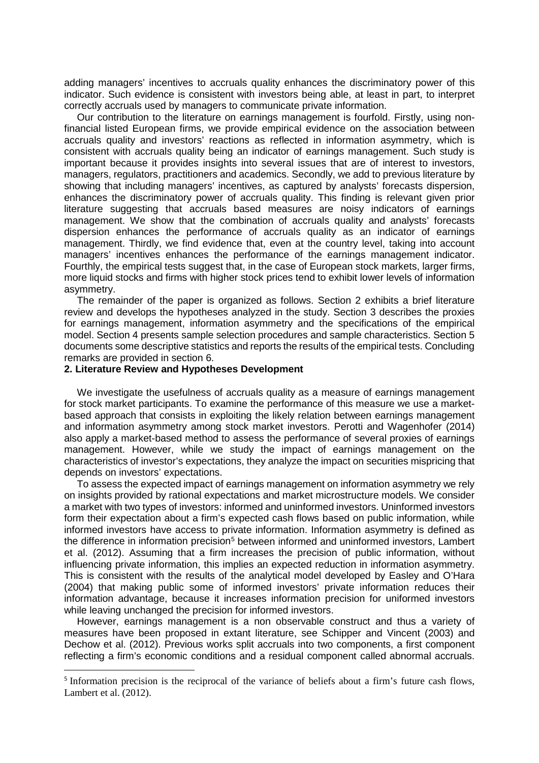adding managers' incentives to accruals quality enhances the discriminatory power of this indicator. Such evidence is consistent with investors being able, at least in part, to interpret correctly accruals used by managers to communicate private information.

Our contribution to the literature on earnings management is fourfold. Firstly, using non-financial listed European firms, we provide empirical evidence on the association between accruals quality and investors' reactions as reflected in information asymmetry, which is consistent with accruals quality being an indicator of earnings management. Such study is important because it provides insights into several issues that are of interest to investors, managers, regulators, practitioners and academics. Secondly, we add to previous literature by showing that including managers' incentives, as captured by analysts' forecasts dispersion, enhances the discriminatory power of accruals quality. This finding is relevant given prior literature suggesting that accruals based measures are noisy indicators of earnings management. We show that the combination of accruals quality and analysts' forecasts dispersion enhances the performance of accruals quality as an indicator of earnings management. Thirdly, we find evidence that, even at the country level, taking into account managers' incentives enhances the performance of the earnings management indicator. Fourthly, the empirical tests suggest that, in the case of European stock markets, larger firms, more liquid stocks and firms with higher stock prices tend to exhibit lower levels of information asymmetry.

The remainder of the paper is organized as follows. Section 2 exhibits a brief literature review and develops the hypotheses analyzed in the study. Section 3 describes the proxies for earnings management, information asymmetry and the specifications of the empirical model. Section 4 presents sample selection procedures and sample characteristics. Section 5 documents some descriptive statistics and reports the results of the empirical tests. Concluding remarks are provided in section 6.

## 2. Literature Review and Hypotheses Development

We investigate the usefulness of accruals quality as a measure of earnings management for stock market participants. To examine the performance of this measure we use a market-based approach that consists in exploiting the likely relation between earnings management and information asymmetry among stock market investors. Perotti and Wagenhofer (2014) also apply a market-based method to assess the performance of several proxies of earnings management. However, while we study the impact of earnings management on the characteristics of investor's expectations, they analyze the impact on securities mispricing that depends on investors' expectations.

To assess the expected impact of earnings management on information asymmetry we rely on insights provided by rational expectations and market microstructure models. We consider a market with two types of investors: informed and uninformed investors. Uninformed investors form their expectation about a firm's expected cash flows based on public information, while informed investors have access to private information. Information asymmetry is defined as the difference in information precision[5] between informed and uninformed investors, Lambert et al. (2012). Assuming that a firm increases the precision of public information, without influencing private information, this implies an expected reduction in information asymmetry. This is consistent with the results of the analytical model developed by Easley and O'Hara (2004) that making public some of informed investors' private information reduces their information advantage, because it increases information precision for uniformed investors while leaving unchanged the precision for informed investors.

However, earnings management is a non observable construct and thus a variety of measures have been proposed in extant literature, see Schipper and Vincent (2003) and Dechow et al. (2012). Previous works split accruals into two components, a first component reflecting a firm's economic conditions and a residual component called abnormal accruals.

[5] Information precision is the reciprocal of the variance of beliefs about a firm's future cash flows, Lambert et al. (2012).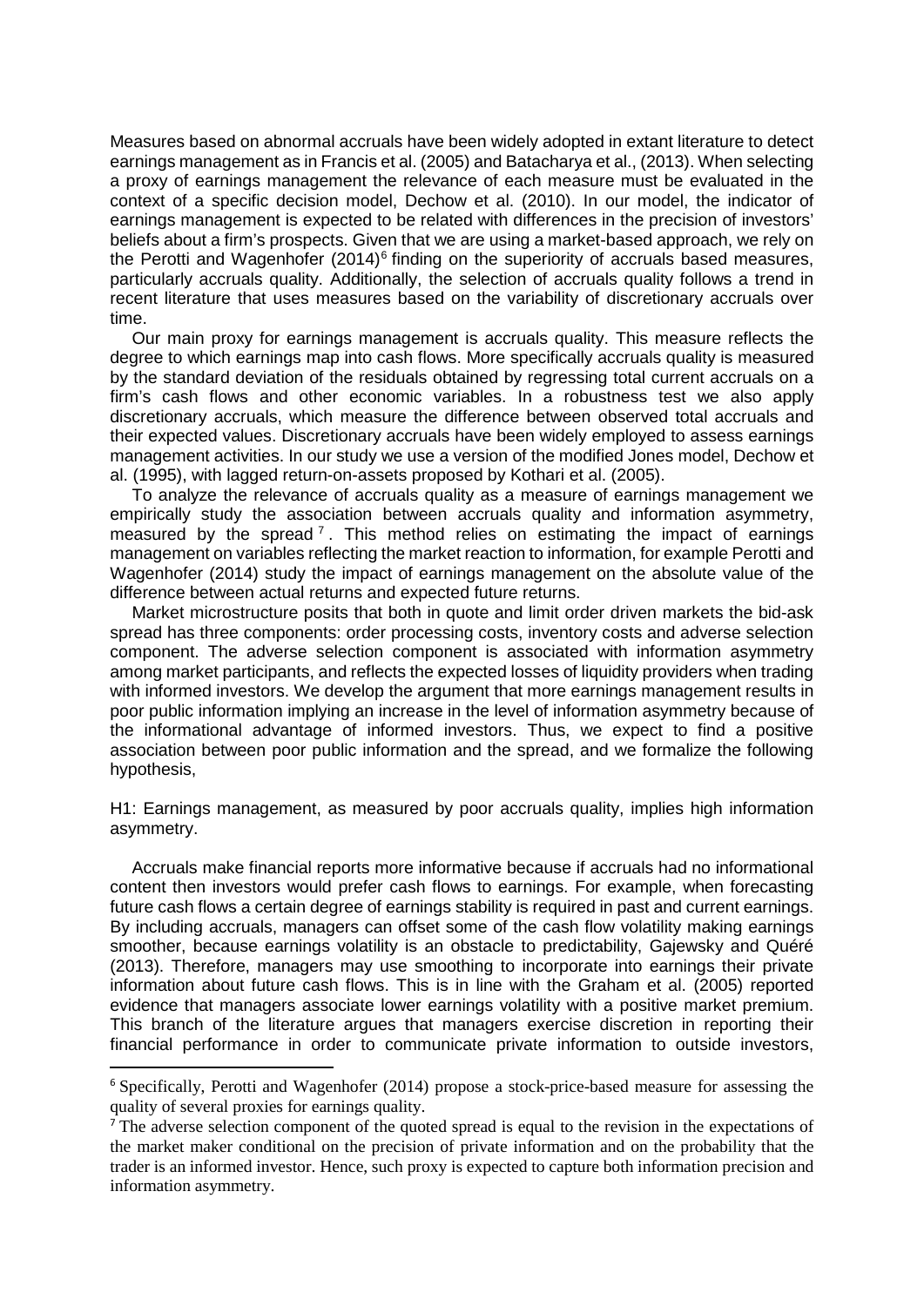Measures based on abnormal accruals have been widely adopted in extant literature to detect earnings management as in Francis et al. (2005) and Batacharya et al., (2013). When selecting a proxy of earnings management the relevance of each measure must be evaluated in the context of a specific decision model, Dechow et al. (2010). In our model, the indicator of earnings management is expected to be related with differences in the precision of investors' beliefs about a firm's prospects. Given that we are using a market-based approach, we rely on the Perotti and Wagenhofer (2014)[6] finding on the superiority of accruals based measures, particularly accruals quality. Additionally, the selection of accruals quality follows a trend in recent literature that uses measures based on the variability of discretionary accruals over time.

Our main proxy for earnings management is accruals quality. This measure reflects the degree to which earnings map into cash flows. More specifically accruals quality is measured by the standard deviation of the residuals obtained by regressing total current accruals on a firm's cash flows and other economic variables. In a robustness test we also apply discretionary accruals, which measure the difference between observed total accruals and their expected values. Discretionary accruals have been widely employed to assess earnings management activities. In our study we use a version of the modified Jones model, Dechow et al. (1995), with lagged return-on-assets proposed by Kothari et al. (2005).

To analyze the relevance of accruals quality as a measure of earnings management we empirically study the association between accruals quality and information asymmetry, measured by the spread[7]. This method relies on estimating the impact of earnings management on variables reflecting the market reaction to information, for example Perotti and Wagenhofer (2014) study the impact of earnings management on the absolute value of the difference between actual returns and expected future returns.

Market microstructure posits that both in quote and limit order driven markets the bid-ask spread has three components: order processing costs, inventory costs and adverse selection component. The adverse selection component is associated with information asymmetry among market participants, and reflects the expected losses of liquidity providers when trading with informed investors. We develop the argument that more earnings management results in poor public information implying an increase in the level of information asymmetry because of the informational advantage of informed investors. Thus, we expect to find a positive association between poor public information and the spread, and we formalize the following hypothesis,

H1: Earnings management, as measured by poor accruals quality, implies high information asymmetry.

Accruals make financial reports more informative because if accruals had no informational content then investors would prefer cash flows to earnings. For example, when forecasting future cash flows a certain degree of earnings stability is required in past and current earnings. By including accruals, managers can offset some of the cash flow volatility making earnings smoother, because earnings volatility is an obstacle to predictability, Gajewsky and Quéré (2013). Therefore, managers may use smoothing to incorporate into earnings their private information about future cash flows. This is in line with the Graham et al. (2005) reported evidence that managers associate lower earnings volatility with a positive market premium. This branch of the literature argues that managers exercise discretion in reporting their financial performance in order to communicate private information to outside investors,

---

[6] Specifically, Perotti and Wagenhofer (2014) propose a stock-price-based measure for assessing the quality of several proxies for earnings quality.

[7] The adverse selection component of the quoted spread is equal to the revision in the expectations of the market maker conditional on the precision of private information and on the probability that the trader is an informed investor. Hence, such proxy is expected to capture both information precision and information asymmetry.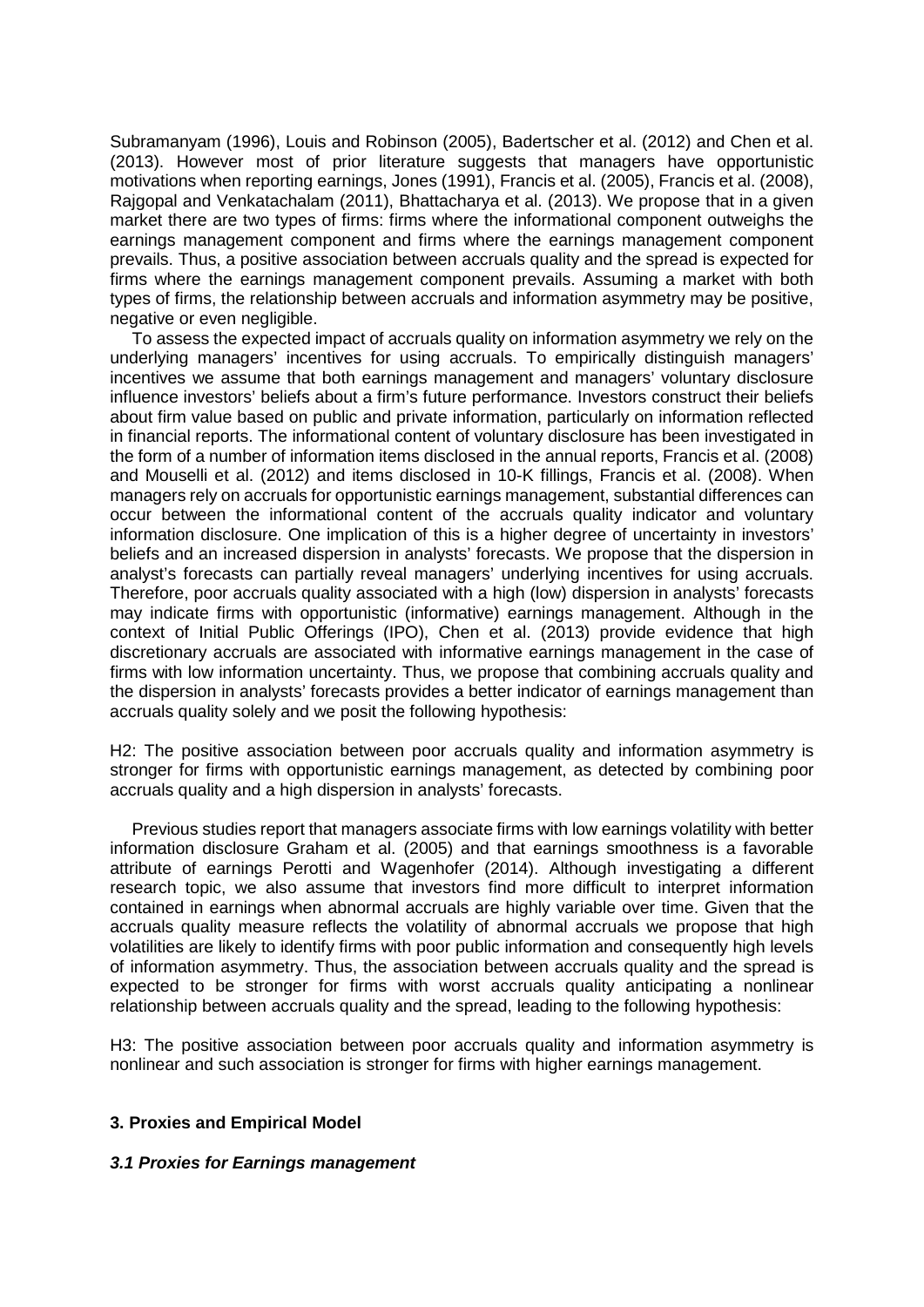Subramanyam (1996), Louis and Robinson (2005), Badertscher et al. (2012) and Chen et al. (2013). However most of prior literature suggests that managers have opportunistic motivations when reporting earnings, Jones (1991), Francis et al. (2005), Francis et al. (2008), Rajgopal and Venkatachalam (2011), Bhattacharya et al. (2013). We propose that in a given market there are two types of firms: firms where the informational component outweighs the earnings management component and firms where the earnings management component prevails. Thus, a positive association between accruals quality and the spread is expected for firms where the earnings management component prevails. Assuming a market with both types of firms, the relationship between accruals and information asymmetry may be positive, negative or even negligible.

To assess the expected impact of accruals quality on information asymmetry we rely on the underlying managers' incentives for using accruals. To empirically distinguish managers' incentives we assume that both earnings management and managers' voluntary disclosure influence investors' beliefs about a firm's future performance. Investors construct their beliefs about firm value based on public and private information, particularly on information reflected in financial reports. The informational content of voluntary disclosure has been investigated in the form of a number of information items disclosed in the annual reports, Francis et al. (2008) and Mouselli et al. (2012) and items disclosed in 10-K fillings, Francis et al. (2008). When managers rely on accruals for opportunistic earnings management, substantial differences can occur between the informational content of the accruals quality indicator and voluntary information disclosure. One implication of this is a higher degree of uncertainty in investors' beliefs and an increased dispersion in analysts' forecasts. We propose that the dispersion in analyst's forecasts can partially reveal managers' underlying incentives for using accruals. Therefore, poor accruals quality associated with a high (low) dispersion in analysts' forecasts may indicate firms with opportunistic (informative) earnings management. Although in the context of Initial Public Offerings (IPO), Chen et al. (2013) provide evidence that high discretionary accruals are associated with informative earnings management in the case of firms with low information uncertainty. Thus, we propose that combining accruals quality and the dispersion in analysts' forecasts provides a better indicator of earnings management than accruals quality solely and we posit the following hypothesis:

H2: The positive association between poor accruals quality and information asymmetry is stronger for firms with opportunistic earnings management, as detected by combining poor accruals quality and a high dispersion in analysts' forecasts.

Previous studies report that managers associate firms with low earnings volatility with better information disclosure Graham et al. (2005) and that earnings smoothness is a favorable attribute of earnings Perotti and Wagenhofer (2014). Although investigating a different research topic, we also assume that investors find more difficult to interpret information contained in earnings when abnormal accruals are highly variable over time. Given that the accruals quality measure reflects the volatility of abnormal accruals we propose that high volatilities are likely to identify firms with poor public information and consequently high levels of information asymmetry. Thus, the association between accruals quality and the spread is expected to be stronger for firms with worst accruals quality anticipating a nonlinear relationship between accruals quality and the spread, leading to the following hypothesis:

H3: The positive association between poor accruals quality and information asymmetry is nonlinear and such association is stronger for firms with higher earnings management.

## 3. Proxies and Empirical Model

### *3.1 Proxies for Earnings management*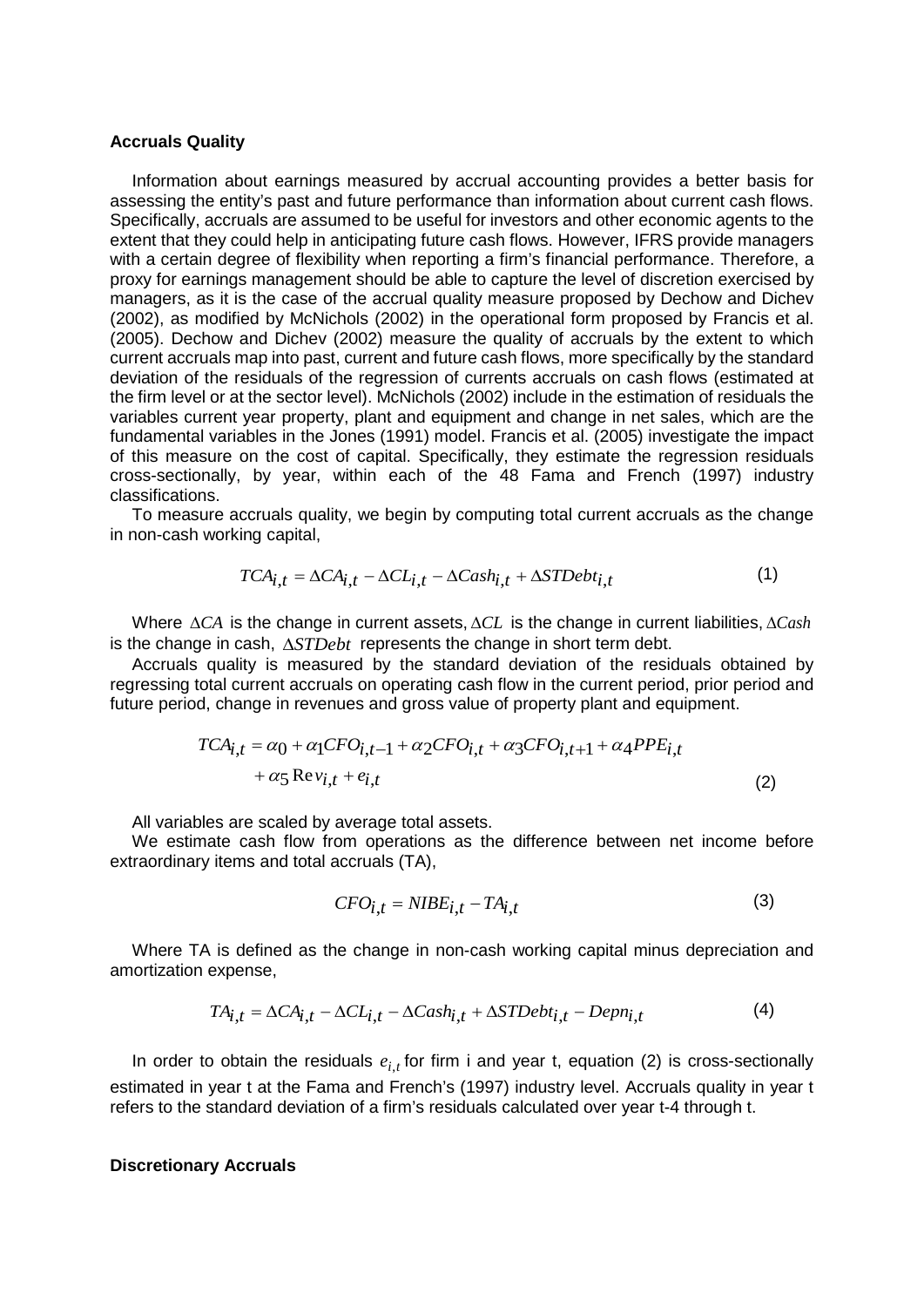**Accruals Quality**

Information about earnings measured by accrual accounting provides a better basis for assessing the entity's past and future performance than information about current cash flows. Specifically, accruals are assumed to be useful for investors and other economic agents to the extent that they could help in anticipating future cash flows. However, IFRS provide managers with a certain degree of flexibility when reporting a firm's financial performance. Therefore, a proxy for earnings management should be able to capture the level of discretion exercised by managers, as it is the case of the accrual quality measure proposed by Dechow and Dichev (2002), as modified by McNichols (2002) in the operational form proposed by Francis et al. (2005). Dechow and Dichev (2002) measure the quality of accruals by the extent to which current accruals map into past, current and future cash flows, more specifically by the standard deviation of the residuals of the regression of currents accruals on cash flows (estimated at the firm level or at the sector level). McNichols (2002) include in the estimation of residuals the variables current year property, plant and equipment and change in net sales, which are the fundamental variables in the Jones (1991) model. Francis et al. (2005) investigate the impact of this measure on the cost of capital. Specifically, they estimate the regression residuals cross-sectionally, by year, within each of the 48 Fama and French (1997) industry classifications.

To measure accruals quality, we begin by computing total current accruals as the change in non-cash working capital,

$$TCA_{i,t} = \Delta CA_{i,t} - \Delta CL_{i,t} - \Delta Cash_{i,t} + \Delta STDebt_{i,t} \tag{1}$$

Where $\Delta CA$ is the change in current assets, $\Delta CL$ is the change in current liabilities, $\Delta Cash$ is the change in cash, $\Delta STDebt$ represents the change in short term debt.

Accruals quality is measured by the standard deviation of the residuals obtained by regressing total current accruals on operating cash flow in the current period, prior period and future period, change in revenues and gross value of property plant and equipment.

$$TCA_{i,t} = \alpha_0 + \alpha_1 CFO_{i,t-1} + \alpha_2 CFO_{i,t} + \alpha_3 CFO_{i,t+1} + \alpha_4 PPE_{i,t} + \alpha_5 \text{Re}v_{i,t} + e_{i,t} \tag{2}$$

All variables are scaled by average total assets.

We estimate cash flow from operations as the difference between net income before extraordinary items and total accruals (TA),

$$CFO_{i,t} = NIBE_{i,t} - TA_{i,t} \tag{3}$$

Where TA is defined as the change in non-cash working capital minus depreciation and amortization expense,

$$TA_{i,t} = \Delta CA_{i,t} - \Delta CL_{i,t} - \Delta Cash_{i,t} + \Delta STDebt_{i,t} - Depn_{i,t} \tag{4}$$

In order to obtain the residuals $e_{i,t}$ for firm i and year t, equation (2) is cross-sectionally estimated in year t at the Fama and French's (1997) industry level. Accruals quality in year t refers to the standard deviation of a firm's residuals calculated over year t-4 through t.

**Discretionary Accruals**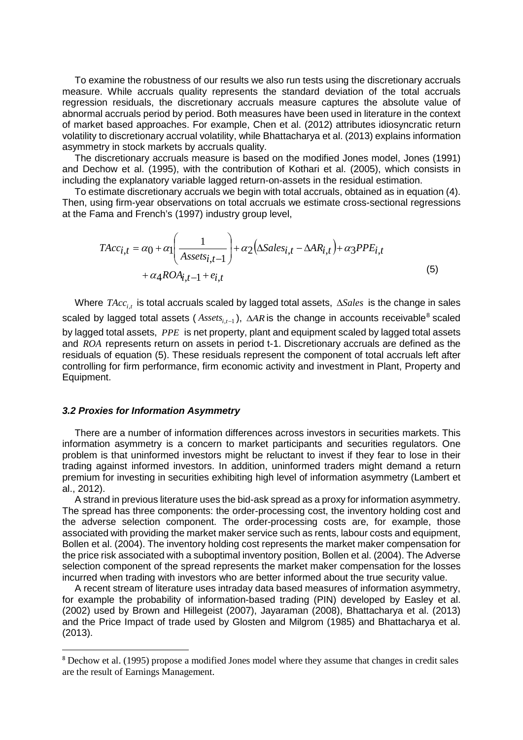To examine the robustness of our results we also run tests using the discretionary accruals measure. While accruals quality represents the standard deviation of the total accruals regression residuals, the discretionary accruals measure captures the absolute value of abnormal accruals period by period. Both measures have been used in literature in the context of market based approaches. For example, Chen et al. (2012) attributes idiosyncratic return volatility to discretionary accrual volatility, while Bhattacharya et al. (2013) explains information asymmetry in stock markets by accruals quality.

The discretionary accruals measure is based on the modified Jones model, Jones (1991) and Dechow et al. (1995), with the contribution of Kothari et al. (2005), which consists in including the explanatory variable lagged return-on-assets in the residual estimation.

To estimate discretionary accruals we begin with total accruals, obtained as in equation (4). Then, using firm-year observations on total accruals we estimate cross-sectional regressions at the Fama and French's (1997) industry group level,

$$TAcc_{i,t} = \alpha_0 + \alpha_1\left(\frac{1}{Assets_{i,t-1}}\right) + \alpha_2\left(\Delta Sales_{i,t} - \Delta AR_{i,t}\right) + \alpha_3 PPE_{i,t} + \alpha_4 ROA_{i,t-1} + e_{i,t} \tag{5}$$

Where $TAcc_{i,t}$ is total accruals scaled by lagged total assets, $\Delta Sales$ is the change in sales scaled by lagged total assets ($Assets_{i,t-1}$), $\Delta AR$ is the change in accounts receivable[8] scaled by lagged total assets, $PPE$ is net property, plant and equipment scaled by lagged total assets and $ROA$ represents return on assets in period t-1. Discretionary accruals are defined as the residuals of equation (5). These residuals represent the component of total accruals left after controlling for firm performance, firm economic activity and investment in Plant, Property and Equipment.

### *3.2 Proxies for Information Asymmetry*

There are a number of information differences across investors in securities markets. This information asymmetry is a concern to market participants and securities regulators. One problem is that uninformed investors might be reluctant to invest if they fear to lose in their trading against informed investors. In addition, uninformed traders might demand a return premium for investing in securities exhibiting high level of information asymmetry (Lambert et al., 2012).

A strand in previous literature uses the bid-ask spread as a proxy for information asymmetry. The spread has three components: the order-processing cost, the inventory holding cost and the adverse selection component. The order-processing costs are, for example, those associated with providing the market maker service such as rents, labour costs and equipment, Bollen et al. (2004). The inventory holding cost represents the market maker compensation for the price risk associated with a suboptimal inventory position, Bollen et al. (2004). The Adverse selection component of the spread represents the market maker compensation for the losses incurred when trading with investors who are better informed about the true security value.

A recent stream of literature uses intraday data based measures of information asymmetry, for example the probability of information-based trading (PIN) developed by Easley et al. (2002) used by Brown and Hillegeist (2007), Jayaraman (2008), Bhattacharya et al. (2013) and the Price Impact of trade used by Glosten and Milgrom (1985) and Bhattacharya et al. (2013).

[8] Dechow et al. (1995) propose a modified Jones model where they assume that changes in credit sales are the result of Earnings Management.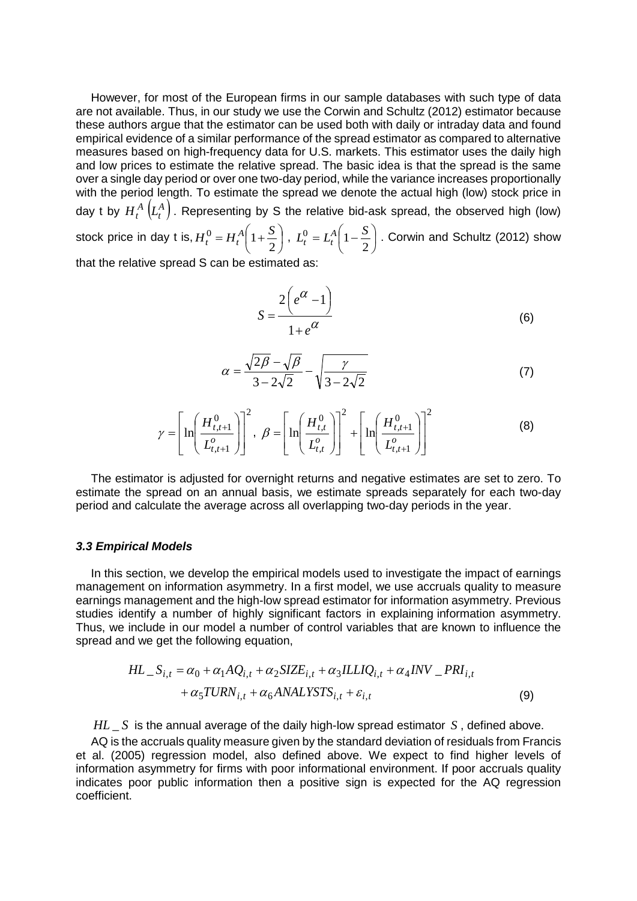However, for most of the European firms in our sample databases with such type of data are not available. Thus, in our study we use the Corwin and Schultz (2012) estimator because these authors argue that the estimator can be used both with daily or intraday data and found empirical evidence of a similar performance of the spread estimator as compared to alternative measures based on high-frequency data for U.S. markets. This estimator uses the daily high and low prices to estimate the relative spread. The basic idea is that the spread is the same over a single day period or over one two-day period, while the variance increases proportionally with the period length. To estimate the spread we denote the actual high (low) stock price in day t by $H_t^A \left(L_t^A\right)$. Representing by S the relative bid-ask spread, the observed high (low) stock price in day t is, $H_t^0 = H_t^A\left(1+\frac{S}{2}\right)$, $L_t^0 = L_t^A\left(1-\frac{S}{2}\right)$. Corwin and Schultz (2012) show that the relative spread S can be estimated as:

$$S = \frac{2\left(e^{\alpha}-1\right)}{1+e^{\alpha}} \tag{6}$$

$$\alpha = \frac{\sqrt{2\beta}-\sqrt{\beta}}{3-2\sqrt{2}} - \sqrt{\frac{\gamma}{3-2\sqrt{2}}} \tag{7}$$

$$\gamma = \left[\ln\left(\frac{H_{t,t+1}^0}{L_{t,t+1}^o}\right)\right]^2, \ \beta = \left[\ln\left(\frac{H_{t,t}^0}{L_{t,t}^o}\right)\right]^2 + \left[\ln\left(\frac{H_{t,t+1}^0}{L_{t,t+1}^o}\right)\right]^2 \tag{8}$$

The estimator is adjusted for overnight returns and negative estimates are set to zero. To estimate the spread on an annual basis, we estimate spreads separately for each two-day period and calculate the average across all overlapping two-day periods in the year.

### *3.3 Empirical Models*

In this section, we develop the empirical models used to investigate the impact of earnings management on information asymmetry. In a first model, we use accruals quality to measure earnings management and the high-low spread estimator for information asymmetry. Previous studies identify a number of highly significant factors in explaining information asymmetry. Thus, we include in our model a number of control variables that are known to influence the spread and we get the following equation,

$$\begin{aligned} HL\_S_{i,t} = \alpha_0 + \alpha_1 AQ_{i,t} + \alpha_2 SIZE_{i,t} + \alpha_3 ILLIQ_{i,t} + \alpha_4 INV\_PRI_{i,t} \\ + \alpha_5 TURN_{i,t} + \alpha_6 ANALYSTS_{i,t} + \varepsilon_{i,t} \end{aligned} \tag{9}$$

$HL\_S$ is the annual average of the daily high-low spread estimator $S$, defined above.

AQ is the accruals quality measure given by the standard deviation of residuals from Francis et al. (2005) regression model, also defined above. We expect to find higher levels of information asymmetry for firms with poor informational environment. If poor accruals quality indicates poor public information then a positive sign is expected for the AQ regression coefficient.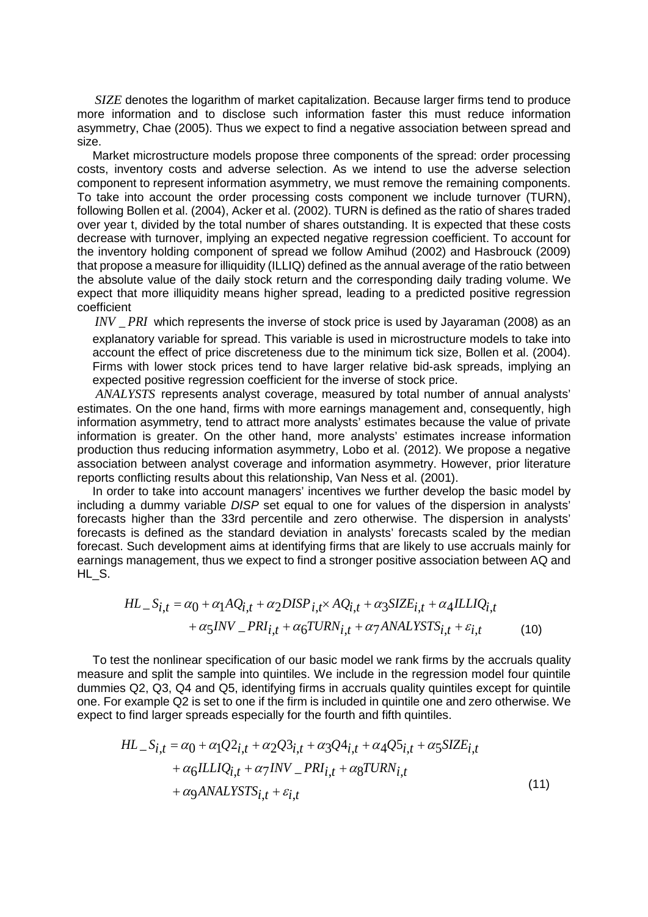$SIZE$ denotes the logarithm of market capitalization. Because larger firms tend to produce more information and to disclose such information faster this must reduce information asymmetry, Chae (2005). Thus we expect to find a negative association between spread and size.

Market microstructure models propose three components of the spread: order processing costs, inventory costs and adverse selection. As we intend to use the adverse selection component to represent information asymmetry, we must remove the remaining components. To take into account the order processing costs component we include turnover (TURN), following Bollen et al. (2004), Acker et al. (2002). TURN is defined as the ratio of shares traded over year t, divided by the total number of shares outstanding. It is expected that these costs decrease with turnover, implying an expected negative regression coefficient. To account for the inventory holding component of spread we follow Amihud (2002) and Hasbrouck (2009) that propose a measure for illiquidity (ILLIQ) defined as the annual average of the ratio between the absolute value of the daily stock return and the corresponding daily trading volume. We expect that more illiquidity means higher spread, leading to a predicted positive regression coefficient

$INV\_PRI$ which represents the inverse of stock price is used by Jayaraman (2008) as an explanatory variable for spread. This variable is used in microstructure models to take into account the effect of price discreteness due to the minimum tick size, Bollen et al. (2004). Firms with lower stock prices tend to have larger relative bid-ask spreads, implying an expected positive regression coefficient for the inverse of stock price.

$ANALYSTS$ represents analyst coverage, measured by total number of annual analysts' estimates. On the one hand, firms with more earnings management and, consequently, high information asymmetry, tend to attract more analysts' estimates because the value of private information is greater. On the other hand, more analysts' estimates increase information production thus reducing information asymmetry, Lobo et al. (2012). We propose a negative association between analyst coverage and information asymmetry. However, prior literature reports conflicting results about this relationship, Van Ness et al. (2001).

In order to take into account managers' incentives we further develop the basic model by including a dummy variable *DISP* set equal to one for values of the dispersion in analysts' forecasts higher than the 33rd percentile and zero otherwise. The dispersion in analysts' forecasts is defined as the standard deviation in analysts' forecasts scaled by the median forecast. Such development aims at identifying firms that are likely to use accruals mainly for earnings management, thus we expect to find a stronger positive association between AQ and HL_S.

$$HL\_S_{i,t} = \alpha_0 + \alpha_1 AQ_{i,t} + \alpha_2 DISP_{i,t} \times AQ_{i,t} + \alpha_3 SIZE_{i,t} + \alpha_4 ILLIQ_{i,t} + \alpha_5 INV\_PRI_{i,t} + \alpha_6 TURN_{i,t} + \alpha_7 ANALYSTS_{i,t} + \varepsilon_{i,t} \quad (10)$$

To test the nonlinear specification of our basic model we rank firms by the accruals quality measure and split the sample into quintiles. We include in the regression model four quintile dummies Q2, Q3, Q4 and Q5, identifying firms in accruals quality quintiles except for quintile one. For example Q2 is set to one if the firm is included in quintile one and zero otherwise. We expect to find larger spreads especially for the fourth and fifth quintiles.

$$HL\_S_{i,t} = \alpha_0 + \alpha_1 Q2_{i,t} + \alpha_2 Q3_{i,t} + \alpha_3 Q4_{i,t} + \alpha_4 Q5_{i,t} + \alpha_5 SIZE_{i,t} + \alpha_6 ILLIQ_{i,t} + \alpha_7 INV\_PRI_{i,t} + \alpha_8 TURN_{i,t} + \alpha_9 ANALYSTS_{i,t} + \varepsilon_{i,t} \quad (11)$$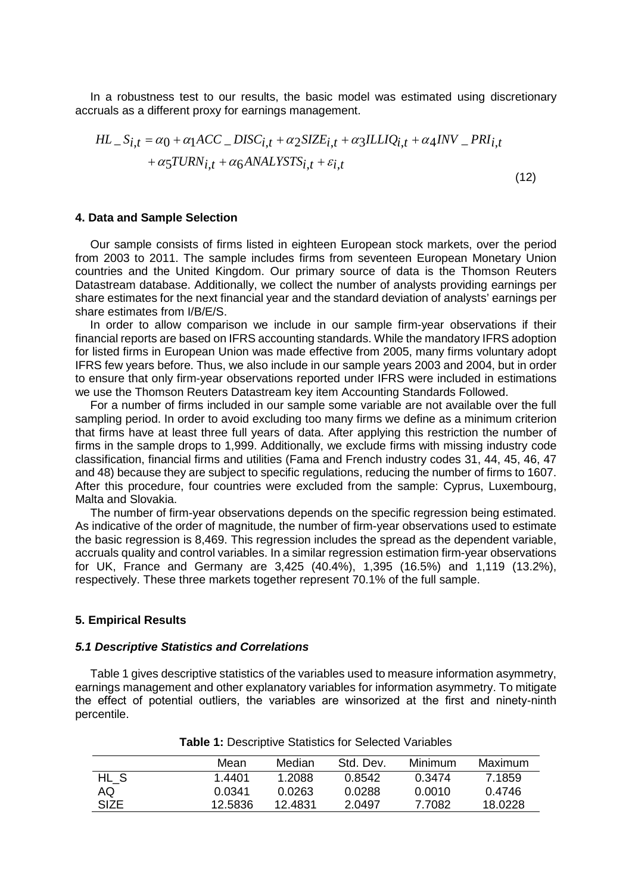In a robustness test to our results, the basic model was estimated using discretionary accruals as a different proxy for earnings management.

$$HL\_S_{i,t} = \alpha_0 + \alpha_1 ACC\_DISC_{i,t} + \alpha_2 SIZE_{i,t} + \alpha_3 ILLIQ_{i,t} + \alpha_4 INV\_PRI_{i,t} + \alpha_5 TURN_{i,t} + \alpha_6 ANALYSTS_{i,t} + \varepsilon_{i,t} \tag{12}$$

#### 4. Data and Sample Selection

Our sample consists of firms listed in eighteen European stock markets, over the period from 2003 to 2011. The sample includes firms from seventeen European Monetary Union countries and the United Kingdom. Our primary source of data is the Thomson Reuters Datastream database. Additionally, we collect the number of analysts providing earnings per share estimates for the next financial year and the standard deviation of analysts' earnings per share estimates from I/B/E/S.

In order to allow comparison we include in our sample firm-year observations if their financial reports are based on IFRS accounting standards. While the mandatory IFRS adoption for listed firms in European Union was made effective from 2005, many firms voluntary adopt IFRS few years before. Thus, we also include in our sample years 2003 and 2004, but in order to ensure that only firm-year observations reported under IFRS were included in estimations we use the Thomson Reuters Datastream key item Accounting Standards Followed.

For a number of firms included in our sample some variable are not available over the full sampling period. In order to avoid excluding too many firms we define as a minimum criterion that firms have at least three full years of data. After applying this restriction the number of firms in the sample drops to 1,999. Additionally, we exclude firms with missing industry code classification, financial firms and utilities (Fama and French industry codes 31, 44, 45, 46, 47 and 48) because they are subject to specific regulations, reducing the number of firms to 1607. After this procedure, four countries were excluded from the sample: Cyprus, Luxembourg, Malta and Slovakia.

The number of firm-year observations depends on the specific regression being estimated. As indicative of the order of magnitude, the number of firm-year observations used to estimate the basic regression is 8,469. This regression includes the spread as the dependent variable, accruals quality and control variables. In a similar regression estimation firm-year observations for UK, France and Germany are 3,425 (40.4%), 1,395 (16.5%) and 1,119 (13.2%), respectively. These three markets together represent 70.1% of the full sample.

#### 5. Empirical Results

##### *5.1 Descriptive Statistics and Correlations*

Table 1 gives descriptive statistics of the variables used to measure information asymmetry, earnings management and other explanatory variables for information asymmetry. To mitigate the effect of potential outliers, the variables are winsorized at the first and ninety-ninth percentile.

**Table 1:** Descriptive Statistics for Selected Variables

| | Mean | Median | Std. Dev. | Minimum | Maximum |
|---|---|---|---|---|---|
| HL_S | 1.4401 | 1.2088 | 0.8542 | 0.3474 | 7.1859 |
| AQ | 0.0341 | 0.0263 | 0.0288 | 0.0010 | 0.4746 |
| SIZE | 12.5836 | 12.4831 | 2.0497 | 7.7082 | 18.0228 |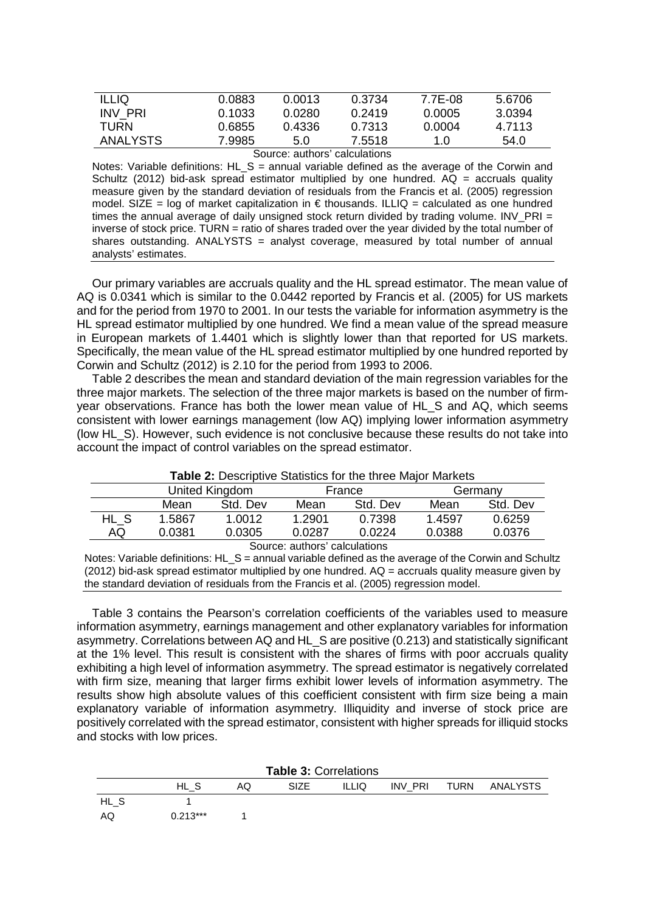| ILLIQ | 0.0883 | 0.0013 | 0.3734 | 7.7E-08 | 5.6706 |
|---|---|---|---|---|---|
| INV_PRI | 0.1033 | 0.0280 | 0.2419 | 0.0005 | 3.0394 |
| TURN | 0.6855 | 0.4336 | 0.7313 | 0.0004 | 4.7113 |
| ANALYSTS | 7.9985 | 5.0 | 7.5518 | 1.0 | 54.0 |

Source: authors' calculations

Notes: Variable definitions: HL_S = annual variable defined as the average of the Corwin and Schultz (2012) bid-ask spread estimator multiplied by one hundred. AQ = accruals quality measure given by the standard deviation of residuals from the Francis et al. (2005) regression model. SIZE = log of market capitalization in € thousands. ILLIQ = calculated as one hundred times the annual average of daily unsigned stock return divided by trading volume. INV_PRI = inverse of stock price. TURN = ratio of shares traded over the year divided by the total number of shares outstanding. ANALYSTS = analyst coverage, measured by total number of annual analysts' estimates.

Our primary variables are accruals quality and the HL spread estimator. The mean value of AQ is 0.0341 which is similar to the 0.0442 reported by Francis et al. (2005) for US markets and for the period from 1970 to 2001. In our tests the variable for information asymmetry is the HL spread estimator multiplied by one hundred. We find a mean value of the spread measure in European markets of 1.4401 which is slightly lower than that reported for US markets. Specifically, the mean value of the HL spread estimator multiplied by one hundred reported by Corwin and Schultz (2012) is 2.10 for the period from 1993 to 2006.

Table 2 describes the mean and standard deviation of the main regression variables for the three major markets. The selection of the three major markets is based on the number of firm-year observations. France has both the lower mean value of HL_S and AQ, which seems consistent with lower earnings management (low AQ) implying lower information asymmetry (low HL_S). However, such evidence is not conclusive because these results do not take into account the impact of control variables on the spread estimator.

**Table 2:** Descriptive Statistics for the three Major Markets

| | United Kingdom | | France | | Germany | |
|---|---|---|---|---|---|---|
| | Mean | Std. Dev | Mean | Std. Dev | Mean | Std. Dev |
| HL_S | 1.5867 | 1.0012 | 1.2901 | 0.7398 | 1.4597 | 0.6259 |
| AQ | 0.0381 | 0.0305 | 0.0287 | 0.0224 | 0.0388 | 0.0376 |

Source: authors' calculations

Notes: Variable definitions: HL_S = annual variable defined as the average of the Corwin and Schultz (2012) bid-ask spread estimator multiplied by one hundred. AQ = accruals quality measure given by the standard deviation of residuals from the Francis et al. (2005) regression model.

Table 3 contains the Pearson's correlation coefficients of the variables used to measure information asymmetry, earnings management and other explanatory variables for information asymmetry. Correlations between AQ and HL_S are positive (0.213) and statistically significant at the 1% level. This result is consistent with the shares of firms with poor accruals quality exhibiting a high level of information asymmetry. The spread estimator is negatively correlated with firm size, meaning that larger firms exhibit lower levels of information asymmetry. The results show high absolute values of this coefficient consistent with firm size being a main explanatory variable of information asymmetry. Illiquidity and inverse of stock price are positively correlated with the spread estimator, consistent with higher spreads for illiquid stocks and stocks with low prices.

**Table 3:** Correlations

| | HL_S | AQ | SIZE | ILLIQ | INV_PRI | TURN | ANALYSTS |
|---|---|---|---|---|---|---|---|
| HL_S | 1 | | | | | | |
| AQ | 0.213*** | 1 | | | | | |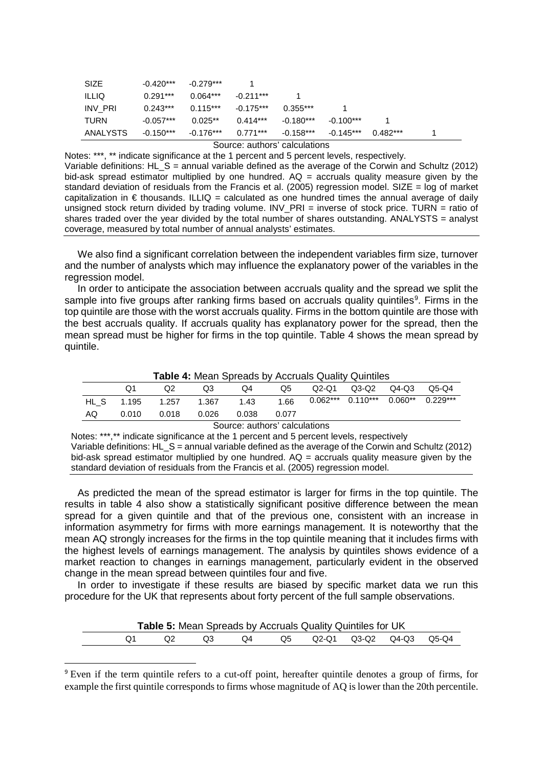| | | | | | | | |
|---|---|---|---|---|---|---|---|
| SIZE | -0.420*** | -0.279*** | 1 | | | | |
| ILLIQ | 0.291*** | 0.064*** | -0.211*** | 1 | | | |
| INV_PRI | 0.243*** | 0.115*** | -0.175*** | 0.355*** | 1 | | |
| TURN | -0.057*** | 0.025** | 0.414*** | -0.180*** | -0.100*** | 1 | |
| ANALYSTS | -0.150*** | -0.176*** | 0.771*** | -0.158*** | -0.145*** | 0.482*** | 1 |

Source: authors' calculations

Notes: ***, ** indicate significance at the 1 percent and 5 percent levels, respectively.
Variable definitions: HL_S = annual variable defined as the average of the Corwin and Schultz (2012) bid-ask spread estimator multiplied by one hundred. AQ = accruals quality measure given by the standard deviation of residuals from the Francis et al. (2005) regression model. SIZE = log of market capitalization in € thousands. ILLIQ = calculated as one hundred times the annual average of daily unsigned stock return divided by trading volume. INV_PRI = inverse of stock price. TURN = ratio of shares traded over the year divided by the total number of shares outstanding. ANALYSTS = analyst coverage, measured by total number of annual analysts' estimates.

We also find a significant correlation between the independent variables firm size, turnover and the number of analysts which may influence the explanatory power of the variables in the regression model.

In order to anticipate the association between accruals quality and the spread we split the sample into five groups after ranking firms based on accruals quality quintiles[9]. Firms in the top quintile are those with the worst accruals quality. Firms in the bottom quintile are those with the best accruals quality. If accruals quality has explanatory power for the spread, then the mean spread must be higher for firms in the top quintile. Table 4 shows the mean spread by quintile.

**Table 4:** Mean Spreads by Accruals Quality Quintiles

| | Q1 | Q2 | Q3 | Q4 | Q5 | Q2-Q1 | Q3-Q2 | Q4-Q3 | Q5-Q4 |
|---|---|---|---|---|---|---|---|---|---|
| HL_S | 1.195 | 1.257 | 1.367 | 1.43 | 1.66 | 0.062*** | 0.110*** | 0.060** | 0.229*** |
| AQ | 0.010 | 0.018 | 0.026 | 0.038 | 0.077 | | | | |

Source: authors' calculations

Notes: ***,** indicate significance at the 1 percent and 5 percent levels, respectively
Variable definitions: HL_S = annual variable defined as the average of the Corwin and Schultz (2012) bid-ask spread estimator multiplied by one hundred. AQ = accruals quality measure given by the standard deviation of residuals from the Francis et al. (2005) regression model.

As predicted the mean of the spread estimator is larger for firms in the top quintile. The results in table 4 also show a statistically significant positive difference between the mean spread for a given quintile and that of the previous one, consistent with an increase in information asymmetry for firms with more earnings management. It is noteworthy that the mean AQ strongly increases for the firms in the top quintile meaning that it includes firms with the highest levels of earnings management. The analysis by quintiles shows evidence of a market reaction to changes in earnings management, particularly evident in the observed change in the mean spread between quintiles four and five.

In order to investigate if these results are biased by specific market data we run this procedure for the UK that represents about forty percent of the full sample observations.

**Table 5:** Mean Spreads by Accruals Quality Quintiles for UK

| | Q1 | Q2 | Q3 | Q4 | Q5 | Q2-Q1 | Q3-Q2 | Q4-Q3 | Q5-Q4 |
|---|---|---|---|---|---|---|---|---|---|

[9] Even if the term quintile refers to a cut-off point, hereafter quintile denotes a group of firms, for example the first quintile corresponds to firms whose magnitude of AQ is lower than the 20th percentile.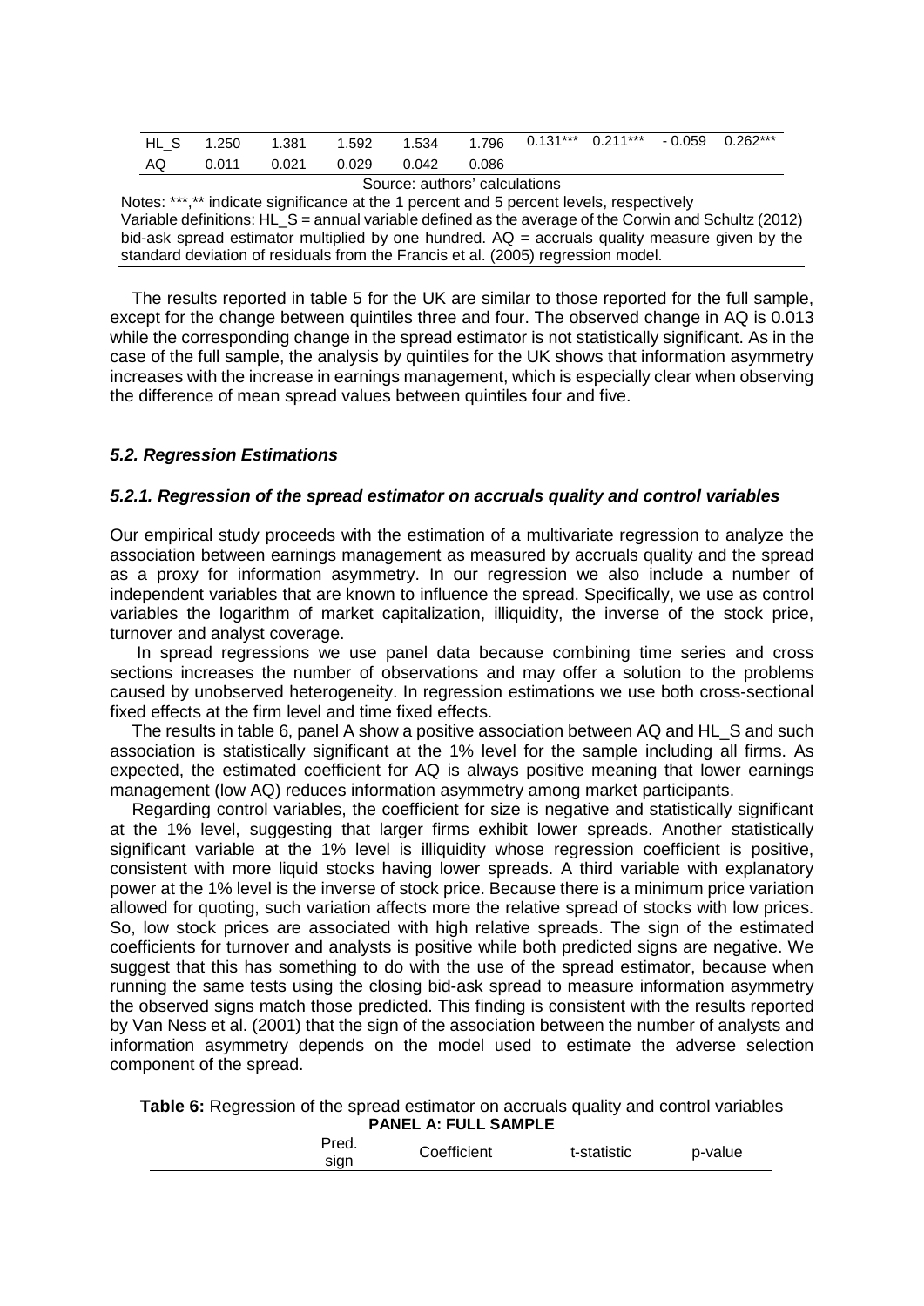| HL_S | 1.250 | 1.381 | 1.592 | 1.534 | 1.796 | 0.131*** | 0.211*** | - 0.059 | 0.262*** |
|---|---|---|---|---|---|---|---|---|---|
| AQ | 0.011 | 0.021 | 0.029 | 0.042 | 0.086 | | | | |

Source: authors' calculations

Notes: ***,** indicate significance at the 1 percent and 5 percent levels, respectively
Variable definitions: HL_S = annual variable defined as the average of the Corwin and Schultz (2012) bid-ask spread estimator multiplied by one hundred. AQ = accruals quality measure given by the standard deviation of residuals from the Francis et al. (2005) regression model.

The results reported in table 5 for the UK are similar to those reported for the full sample, except for the change between quintiles three and four. The observed change in AQ is 0.013 while the corresponding change in the spread estimator is not statistically significant. As in the case of the full sample, the analysis by quintiles for the UK shows that information asymmetry increases with the increase in earnings management, which is especially clear when observing the difference of mean spread values between quintiles four and five.

### *5.2. Regression Estimations*

#### *5.2.1. Regression of the spread estimator on accruals quality and control variables*

Our empirical study proceeds with the estimation of a multivariate regression to analyze the association between earnings management as measured by accruals quality and the spread as a proxy for information asymmetry. In our regression we also include a number of independent variables that are known to influence the spread. Specifically, we use as control variables the logarithm of market capitalization, illiquidity, the inverse of the stock price, turnover and analyst coverage.

In spread regressions we use panel data because combining time series and cross sections increases the number of observations and may offer a solution to the problems caused by unobserved heterogeneity. In regression estimations we use both cross-sectional fixed effects at the firm level and time fixed effects.

The results in table 6, panel A show a positive association between AQ and HL_S and such association is statistically significant at the 1% level for the sample including all firms. As expected, the estimated coefficient for AQ is always positive meaning that lower earnings management (low AQ) reduces information asymmetry among market participants.

Regarding control variables, the coefficient for size is negative and statistically significant at the 1% level, suggesting that larger firms exhibit lower spreads. Another statistically significant variable at the 1% level is illiquidity whose regression coefficient is positive, consistent with more liquid stocks having lower spreads. A third variable with explanatory power at the 1% level is the inverse of stock price. Because there is a minimum price variation allowed for quoting, such variation affects more the relative spread of stocks with low prices. So, low stock prices are associated with high relative spreads. The sign of the estimated coefficients for turnover and analysts is positive while both predicted signs are negative. We suggest that this has something to do with the use of the spread estimator, because when running the same tests using the closing bid-ask spread to measure information asymmetry the observed signs match those predicted. This finding is consistent with the results reported by Van Ness et al. (2001) that the sign of the association between the number of analysts and information asymmetry depends on the model used to estimate the adverse selection component of the spread.

**Table 6:** Regression of the spread estimator on accruals quality and control variables
**PANEL A: FULL SAMPLE**

| | Pred. sign | Coefficient | t-statistic | p-value |
|---|---|---|---|---|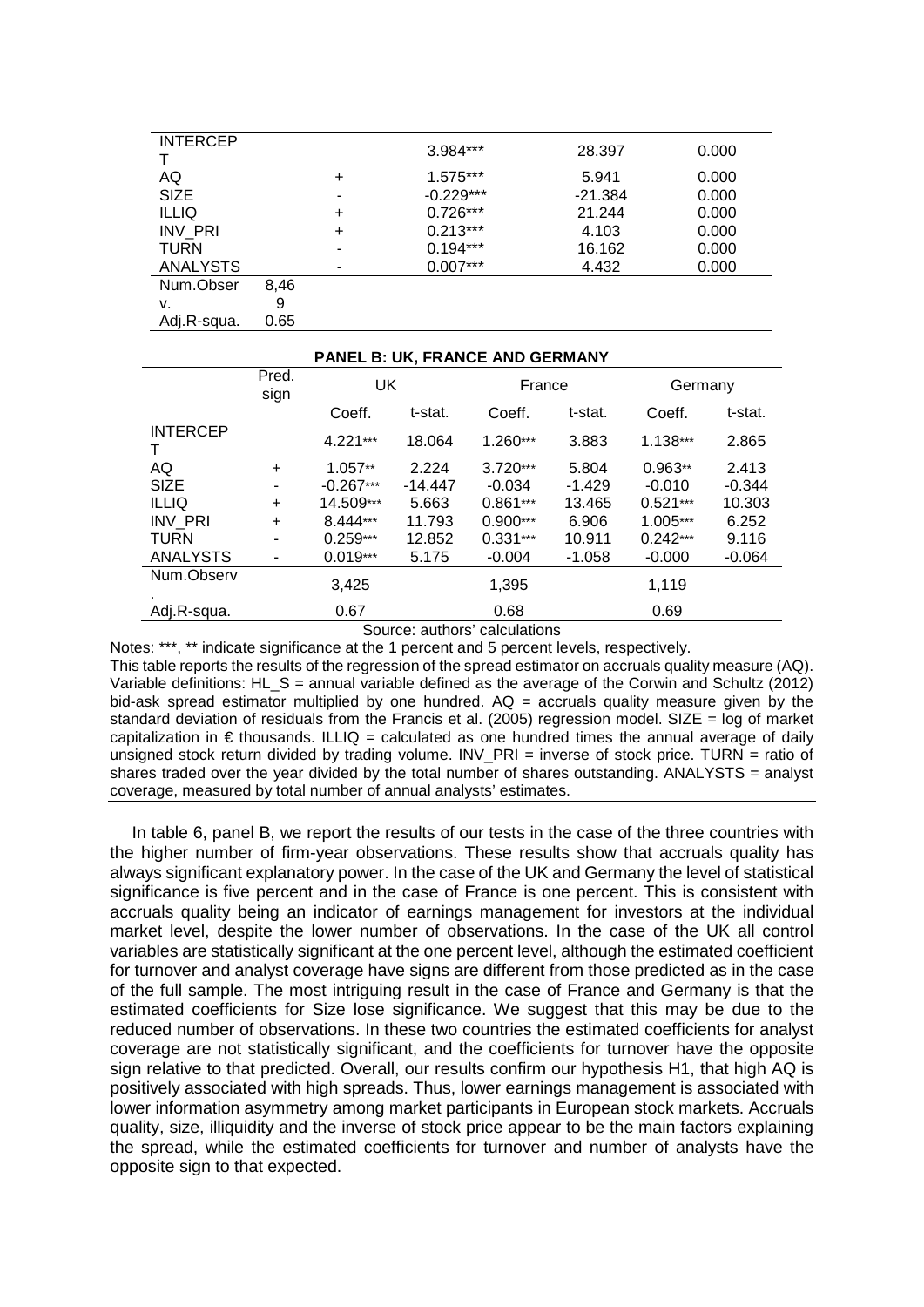|  |  |  |  |  |
|---|---|---|---|---|
| INTERCEPT |  | 3.984*** | 28.397 | 0.000 |
| AQ | + | 1.575*** | 5.941 | 0.000 |
| SIZE | - | -0.229*** | -21.384 | 0.000 |
| ILLIQ | + | 0.726*** | 21.244 | 0.000 |
| INV_PRI | + | 0.213*** | 4.103 | 0.000 |
| TURN | - | 0.194*** | 16.162 | 0.000 |
| ANALYSTS | - | 0.007*** | 4.432 | 0.000 |
| Num.Observ. | 8,469 |  |  |  |
| Adj.R-squa. | 0.65 |  |  |  |

**PANEL B: UK, FRANCE AND GERMANY**

|  | Pred. sign | UK |  | France |  | Germany |  |
|---|---|---|---|---|---|---|---|
|  |  | Coeff. | t-stat. | Coeff. | t-stat. | Coeff. | t-stat. |
| INTERCEPT |  | 4.221*** | 18.064 | 1.260*** | 3.883 | 1.138*** | 2.865 |
| AQ | + | 1.057** | 2.224 | 3.720*** | 5.804 | 0.963** | 2.413 |
| SIZE | - | -0.267*** | -14.447 | -0.034 | -1.429 | -0.010 | -0.344 |
| ILLIQ | + | 14.509*** | 5.663 | 0.861*** | 13.465 | 0.521*** | 10.303 |
| INV_PRI | + | 8.444*** | 11.793 | 0.900*** | 6.906 | 1.005*** | 6.252 |
| TURN | - | 0.259*** | 12.852 | 0.331*** | 10.911 | 0.242*** | 9.116 |
| ANALYSTS | - | 0.019*** | 5.175 | -0.004 | -1.058 | -0.000 | -0.064 |
| Num.Observ. |  | 3,425 |  | 1,395 |  | 1,119 |  |
| Adj.R-squa. |  | 0.67 |  | 0.68 |  | 0.69 |  |

Source: authors' calculations

Notes: ***, ** indicate significance at the 1 percent and 5 percent levels, respectively.

This table reports the results of the regression of the spread estimator on accruals quality measure (AQ). Variable definitions: HL_S = annual variable defined as the average of the Corwin and Schultz (2012) bid-ask spread estimator multiplied by one hundred. AQ = accruals quality measure given by the standard deviation of residuals from the Francis et al. (2005) regression model. SIZE = log of market capitalization in € thousands. ILLIQ = calculated as one hundred times the annual average of daily unsigned stock return divided by trading volume. INV_PRI = inverse of stock price. TURN = ratio of shares traded over the year divided by the total number of shares outstanding. ANALYSTS = analyst coverage, measured by total number of annual analysts' estimates.

In table 6, panel B, we report the results of our tests in the case of the three countries with the higher number of firm-year observations. These results show that accruals quality has always significant explanatory power. In the case of the UK and Germany the level of statistical significance is five percent and in the case of France is one percent. This is consistent with accruals quality being an indicator of earnings management for investors at the individual market level, despite the lower number of observations. In the case of the UK all control variables are statistically significant at the one percent level, although the estimated coefficient for turnover and analyst coverage have signs are different from those predicted as in the case of the full sample. The most intriguing result in the case of France and Germany is that the estimated coefficients for Size lose significance. We suggest that this may be due to the reduced number of observations. In these two countries the estimated coefficients for analyst coverage are not statistically significant, and the coefficients for turnover have the opposite sign relative to that predicted. Overall, our results confirm our hypothesis H1, that high AQ is positively associated with high spreads. Thus, lower earnings management is associated with lower information asymmetry among market participants in European stock markets. Accruals quality, size, illiquidity and the inverse of stock price appear to be the main factors explaining the spread, while the estimated coefficients for turnover and number of analysts have the opposite sign to that expected.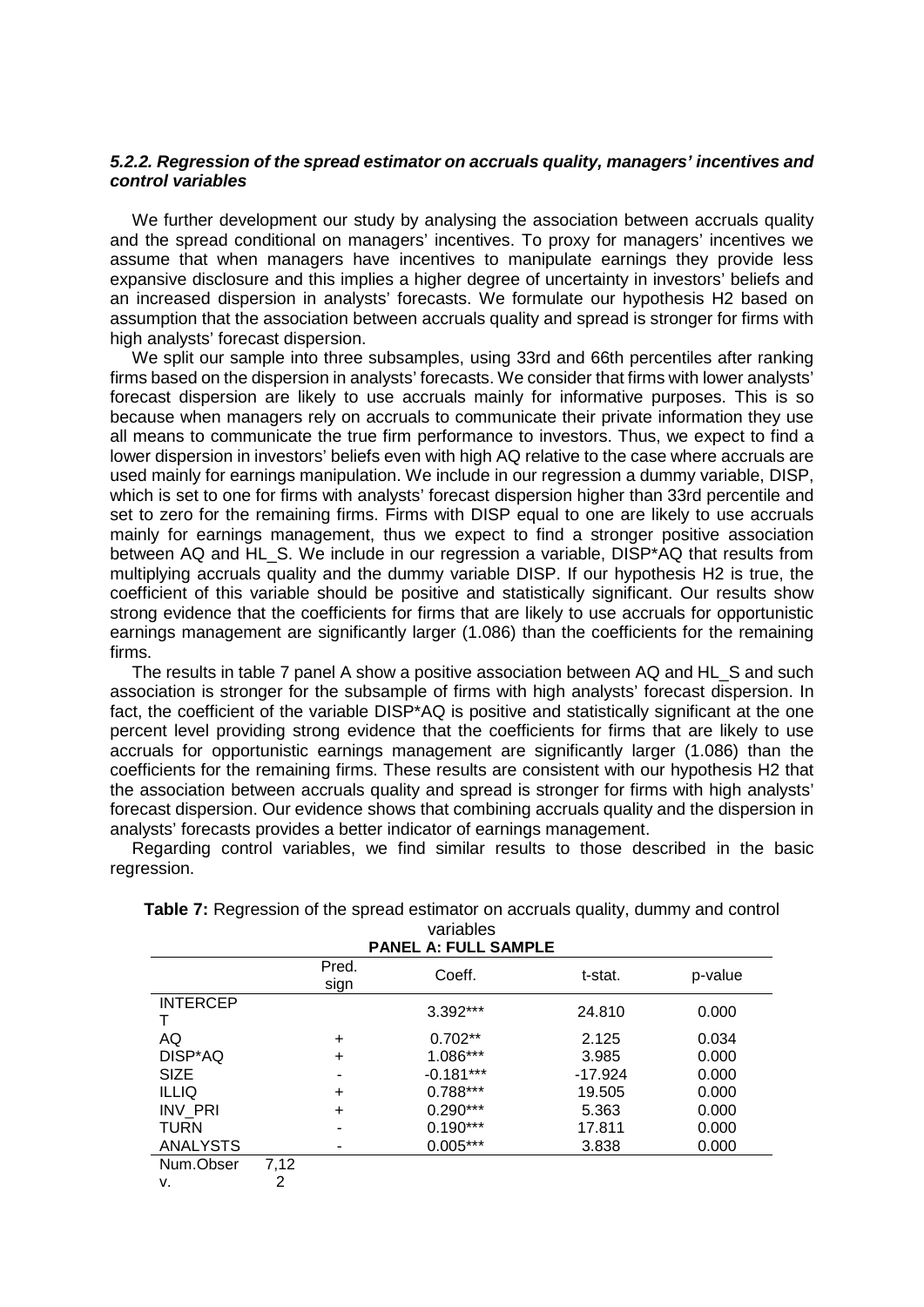#### *5.2.2. Regression of the spread estimator on accruals quality, managers' incentives and control variables*

We further development our study by analysing the association between accruals quality and the spread conditional on managers' incentives. To proxy for managers' incentives we assume that when managers have incentives to manipulate earnings they provide less expansive disclosure and this implies a higher degree of uncertainty in investors' beliefs and an increased dispersion in analysts' forecasts. We formulate our hypothesis H2 based on assumption that the association between accruals quality and spread is stronger for firms with high analysts' forecast dispersion.

We split our sample into three subsamples, using 33rd and 66th percentiles after ranking firms based on the dispersion in analysts' forecasts. We consider that firms with lower analysts' forecast dispersion are likely to use accruals mainly for informative purposes. This is so because when managers rely on accruals to communicate their private information they use all means to communicate the true firm performance to investors. Thus, we expect to find a lower dispersion in investors' beliefs even with high AQ relative to the case where accruals are used mainly for earnings manipulation. We include in our regression a dummy variable, DISP, which is set to one for firms with analysts' forecast dispersion higher than 33rd percentile and set to zero for the remaining firms. Firms with DISP equal to one are likely to use accruals mainly for earnings management, thus we expect to find a stronger positive association between AQ and HL_S. We include in our regression a variable, DISP*AQ that results from multiplying accruals quality and the dummy variable DISP. If our hypothesis H2 is true, the coefficient of this variable should be positive and statistically significant. Our results show strong evidence that the coefficients for firms that are likely to use accruals for opportunistic earnings management are significantly larger (1.086) than the coefficients for the remaining firms.

The results in table 7 panel A show a positive association between AQ and HL_S and such association is stronger for the subsample of firms with high analysts' forecast dispersion. In fact, the coefficient of the variable DISP*AQ is positive and statistically significant at the one percent level providing strong evidence that the coefficients for firms that are likely to use accruals for opportunistic earnings management are significantly larger (1.086) than the coefficients for the remaining firms. These results are consistent with our hypothesis H2 that the association between accruals quality and spread is stronger for firms with high analysts' forecast dispersion. Our evidence shows that combining accruals quality and the dispersion in analysts' forecasts provides a better indicator of earnings management.

Regarding control variables, we find similar results to those described in the basic regression.

**Table 7:** Regression of the spread estimator on accruals quality, dummy and control variables

**PANEL A: FULL SAMPLE**

| | Pred. sign | Coeff. | t-stat. | p-value |
|---|---|---|---|---|
| INTERCEPT | | 3.392*** | 24.810 | 0.000 |
| AQ | + | 0.702** | 2.125 | 0.034 |
| DISP*AQ | + | 1.086*** | 3.985 | 0.000 |
| SIZE | - | -0.181*** | -17.924 | 0.000 |
| ILLIQ | + | 0.788*** | 19.505 | 0.000 |
| INV_PRI | + | 0.290*** | 5.363 | 0.000 |
| TURN | - | 0.190*** | 17.811 | 0.000 |
| ANALYSTS | - | 0.005*** | 3.838 | 0.000 |
| Num.Observ. | 7,122 | | | |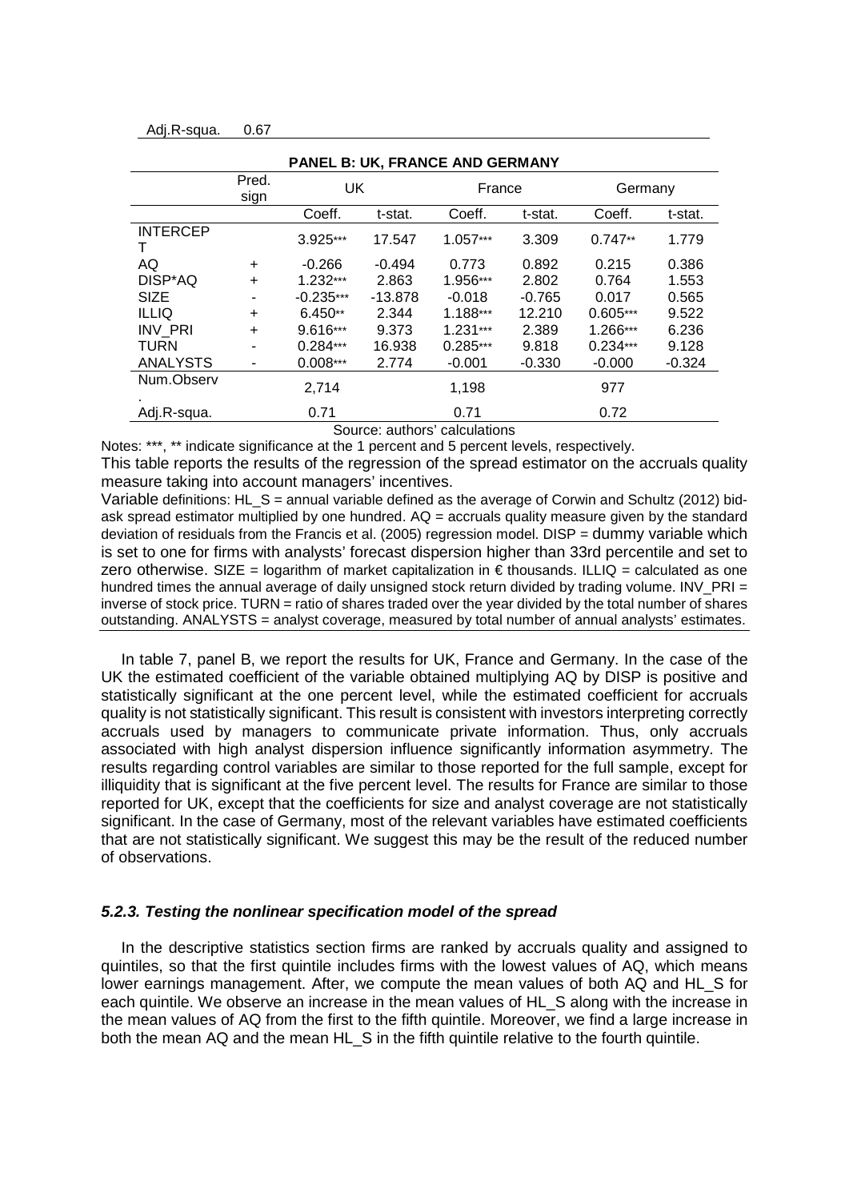| Adj.R-squa. | 0.67 |
|---|---|

**PANEL B: UK, FRANCE AND GERMANY**

| | Pred. sign | UK | | France | | Germany | |
|---|---|---|---|---|---|---|---|
| | | Coeff. | t-stat. | Coeff. | t-stat. | Coeff. | t-stat. |
| INTERCEPT | | 3.925*** | 17.547 | 1.057*** | 3.309 | 0.747** | 1.779 |
| AQ | + | -0.266 | -0.494 | 0.773 | 0.892 | 0.215 | 0.386 |
| DISP*AQ | + | 1.232*** | 2.863 | 1.956*** | 2.802 | 0.764 | 1.553 |
| SIZE | - | -0.235*** | -13.878 | -0.018 | -0.765 | 0.017 | 0.565 |
| ILLIQ | + | 6.450** | 2.344 | 1.188*** | 12.210 | 0.605*** | 9.522 |
| INV_PRI | + | 9.616*** | 9.373 | 1.231*** | 2.389 | 1.266*** | 6.236 |
| TURN | - | 0.284*** | 16.938 | 0.285*** | 9.818 | 0.234*** | 9.128 |
| ANALYSTS | - | 0.008*** | 2.774 | -0.001 | -0.330 | -0.000 | -0.324 |
| Num.Observ. | | 2,714 | | 1,198 | | 977 | |
| Adj.R-squa. | | 0.71 | | 0.71 | | 0.72 | |

Source: authors' calculations

Notes: ***, ** indicate significance at the 1 percent and 5 percent levels, respectively.

This table reports the results of the regression of the spread estimator on the accruals quality measure taking into account managers' incentives.

Variable definitions: HL_S = annual variable defined as the average of Corwin and Schultz (2012) bid-ask spread estimator multiplied by one hundred. AQ = accruals quality measure given by the standard deviation of residuals from the Francis et al. (2005) regression model. DISP = dummy variable which is set to one for firms with analysts' forecast dispersion higher than 33rd percentile and set to zero otherwise. SIZE = logarithm of market capitalization in € thousands. ILLIQ = calculated as one hundred times the annual average of daily unsigned stock return divided by trading volume. INV_PRI = inverse of stock price. TURN = ratio of shares traded over the year divided by the total number of shares outstanding. ANALYSTS = analyst coverage, measured by total number of annual analysts' estimates.

In table 7, panel B, we report the results for UK, France and Germany. In the case of the UK the estimated coefficient of the variable obtained multiplying AQ by DISP is positive and statistically significant at the one percent level, while the estimated coefficient for accruals quality is not statistically significant. This result is consistent with investors interpreting correctly accruals used by managers to communicate private information. Thus, only accruals associated with high analyst dispersion influence significantly information asymmetry. The results regarding control variables are similar to those reported for the full sample, except for illiquidity that is significant at the five percent level. The results for France are similar to those reported for UK, except that the coefficients for size and analyst coverage are not statistically significant. In the case of Germany, most of the relevant variables have estimated coefficients that are not statistically significant. We suggest this may be the result of the reduced number of observations.

#### *5.2.3. Testing the nonlinear specification model of the spread*

In the descriptive statistics section firms are ranked by accruals quality and assigned to quintiles, so that the first quintile includes firms with the lowest values of AQ, which means lower earnings management. After, we compute the mean values of both AQ and HL_S for each quintile. We observe an increase in the mean values of HL_S along with the increase in the mean values of AQ from the first to the fifth quintile. Moreover, we find a large increase in both the mean AQ and the mean HL_S in the fifth quintile relative to the fourth quintile.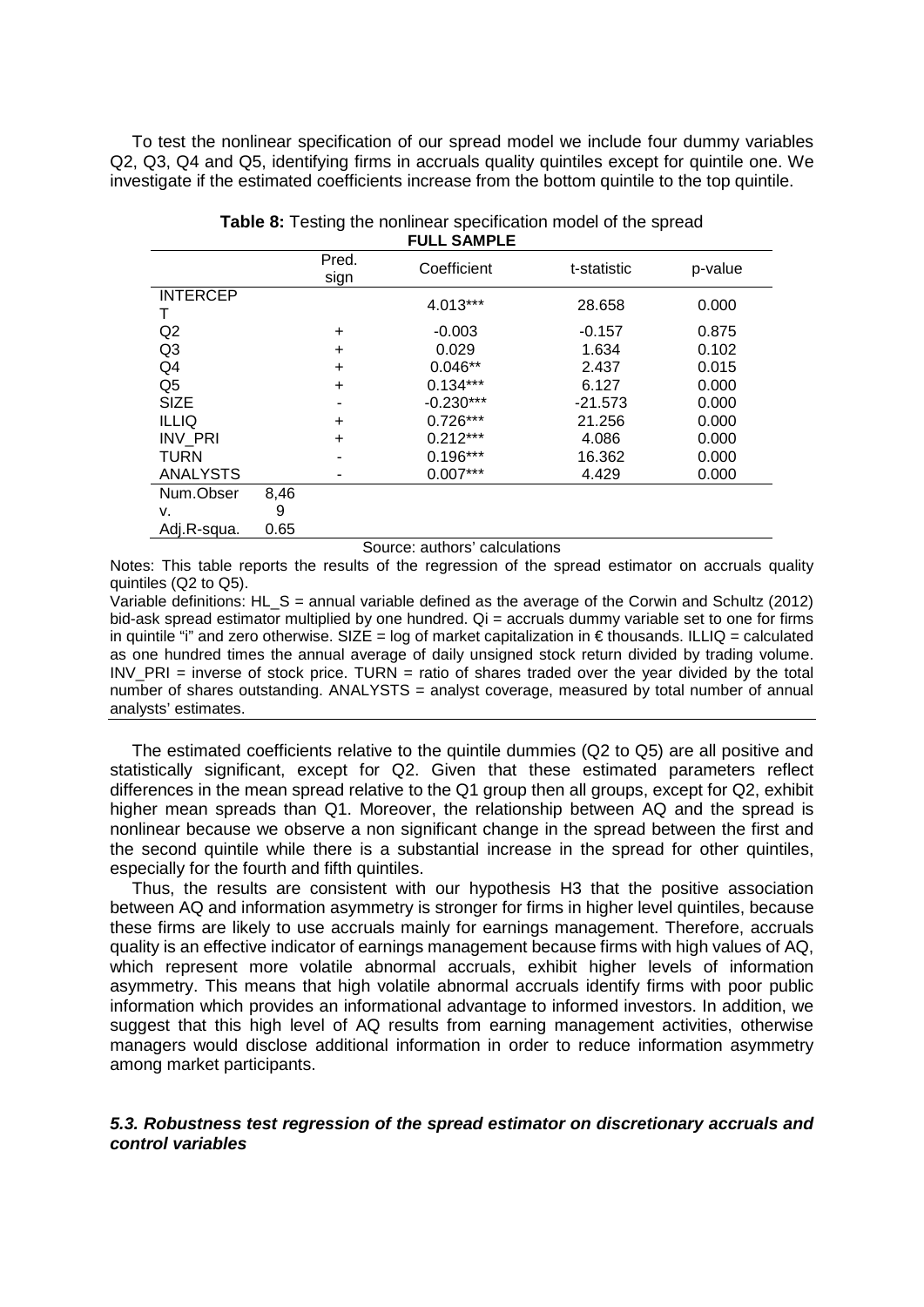To test the nonlinear specification of our spread model we include four dummy variables Q2, Q3, Q4 and Q5, identifying firms in accruals quality quintiles except for quintile one. We investigate if the estimated coefficients increase from the bottom quintile to the top quintile.

**Table 8:** Testing the nonlinear specification model of the spread

**FULL SAMPLE**

| | Pred. sign | Coefficient | t-statistic | p-value |
|---|---|---|---|---|
| INTERCEPT | | 4.013*** | 28.658 | 0.000 |
| Q2 | + | -0.003 | -0.157 | 0.875 |
| Q3 | + | 0.029 | 1.634 | 0.102 |
| Q4 | + | 0.046** | 2.437 | 0.015 |
| Q5 | + | 0.134*** | 6.127 | 0.000 |
| SIZE | - | -0.230*** | -21.573 | 0.000 |
| ILLIQ | + | 0.726*** | 21.256 | 0.000 |
| INV_PRI | + | 0.212*** | 4.086 | 0.000 |
| TURN | - | 0.196*** | 16.362 | 0.000 |
| ANALYSTS | - | 0.007*** | 4.429 | 0.000 |
| Num.Observ. | 8,469 | | | |
| Adj.R-squa. | 0.65 | | | |

Source: authors' calculations

Notes: This table reports the results of the regression of the spread estimator on accruals quality quintiles (Q2 to Q5).

Variable definitions: HL_S = annual variable defined as the average of the Corwin and Schultz (2012) bid-ask spread estimator multiplied by one hundred. Qi = accruals dummy variable set to one for firms in quintile "i" and zero otherwise. SIZE = log of market capitalization in € thousands. ILLIQ = calculated as one hundred times the annual average of daily unsigned stock return divided by trading volume. INV_PRI = inverse of stock price. TURN = ratio of shares traded over the year divided by the total number of shares outstanding. ANALYSTS = analyst coverage, measured by total number of annual analysts' estimates.

The estimated coefficients relative to the quintile dummies (Q2 to Q5) are all positive and statistically significant, except for Q2. Given that these estimated parameters reflect differences in the mean spread relative to the Q1 group then all groups, except for Q2, exhibit higher mean spreads than Q1. Moreover, the relationship between AQ and the spread is nonlinear because we observe a non significant change in the spread between the first and the second quintile while there is a substantial increase in the spread for other quintiles, especially for the fourth and fifth quintiles.

Thus, the results are consistent with our hypothesis H3 that the positive association between AQ and information asymmetry is stronger for firms in higher level quintiles, because these firms are likely to use accruals mainly for earnings management. Therefore, accruals quality is an effective indicator of earnings management because firms with high values of AQ, which represent more volatile abnormal accruals, exhibit higher levels of information asymmetry. This means that high volatile abnormal accruals identify firms with poor public information which provides an informational advantage to informed investors. In addition, we suggest that this high level of AQ results from earning management activities, otherwise managers would disclose additional information in order to reduce information asymmetry among market participants.

### *5.3. Robustness test regression of the spread estimator on discretionary accruals and control variables*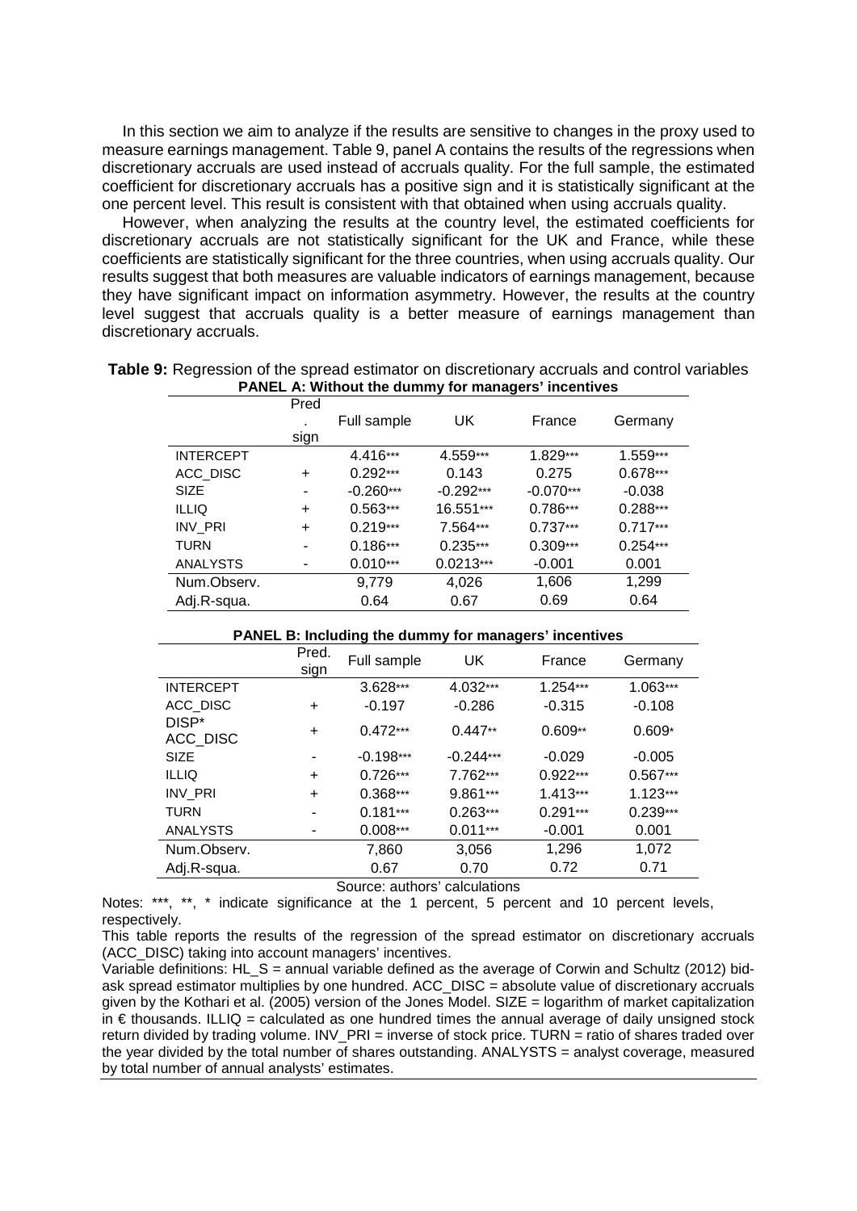In this section we aim to analyze if the results are sensitive to changes in the proxy used to measure earnings management. Table 9, panel A contains the results of the regressions when discretionary accruals are used instead of accruals quality. For the full sample, the estimated coefficient for discretionary accruals has a positive sign and it is statistically significant at the one percent level. This result is consistent with that obtained when using accruals quality.

However, when analyzing the results at the country level, the estimated coefficients for discretionary accruals are not statistically significant for the UK and France, while these coefficients are statistically significant for the three countries, when using accruals quality. Our results suggest that both measures are valuable indicators of earnings management, because they have significant impact on information asymmetry. However, the results at the country level suggest that accruals quality is a better measure of earnings management than discretionary accruals.

**Table 9:** Regression of the spread estimator on discretionary accruals and control variables

**PANEL A: Without the dummy for managers' incentives**

| | Pred. sign | Full sample | UK | France | Germany |
|---|---|---|---|---|---|
| INTERCEPT | | 4.416*** | 4.559*** | 1.829*** | 1.559*** |
| ACC_DISC | + | 0.292*** | 0.143 | 0.275 | 0.678*** |
| SIZE | - | -0.260*** | -0.292*** | -0.070*** | -0.038 |
| ILLIQ | + | 0.563*** | 16.551*** | 0.786*** | 0.288*** |
| INV_PRI | + | 0.219*** | 7.564*** | 0.737*** | 0.717*** |
| TURN | - | 0.186*** | 0.235*** | 0.309*** | 0.254*** |
| ANALYSTS | - | 0.010*** | 0.0213*** | -0.001 | 0.001 |
| Num.Observ. | | 9,779 | 4,026 | 1,606 | 1,299 |
| Adj.R-squa. | | 0.64 | 0.67 | 0.69 | 0.64 |

**PANEL B: Including the dummy for managers' incentives**

| | Pred. sign | Full sample | UK | France | Germany |
|---|---|---|---|---|---|
| INTERCEPT | | 3.628*** | 4.032*** | 1.254*** | 1.063*** |
| ACC_DISC | + | -0.197 | -0.286 | -0.315 | -0.108 |
| DISP* ACC_DISC | + | 0.472*** | 0.447** | 0.609** | 0.609* |
| SIZE | - | -0.198*** | -0.244*** | -0.029 | -0.005 |
| ILLIQ | + | 0.726*** | 7.762*** | 0.922*** | 0.567*** |
| INV_PRI | + | 0.368*** | 9.861*** | 1.413*** | 1.123*** |
| TURN | - | 0.181*** | 0.263*** | 0.291*** | 0.239*** |
| ANALYSTS | - | 0.008*** | 0.011*** | -0.001 | 0.001 |
| Num.Observ. | | 7,860 | 3,056 | 1,296 | 1,072 |
| Adj.R-squa. | | 0.67 | 0.70 | 0.72 | 0.71 |

Source: authors' calculations

Notes: ***, **, * indicate significance at the 1 percent, 5 percent and 10 percent levels, respectively.

This table reports the results of the regression of the spread estimator on discretionary accruals (ACC_DISC) taking into account managers' incentives.

Variable definitions: HL_S = annual variable defined as the average of Corwin and Schultz (2012) bid-ask spread estimator multiplies by one hundred. ACC_DISC = absolute value of discretionary accruals given by the Kothari et al. (2005) version of the Jones Model. SIZE = logarithm of market capitalization in € thousands. ILLIQ = calculated as one hundred times the annual average of daily unsigned stock return divided by trading volume. INV_PRI = inverse of stock price. TURN = ratio of shares traded over the year divided by the total number of shares outstanding. ANALYSTS = analyst coverage, measured by total number of annual analysts' estimates.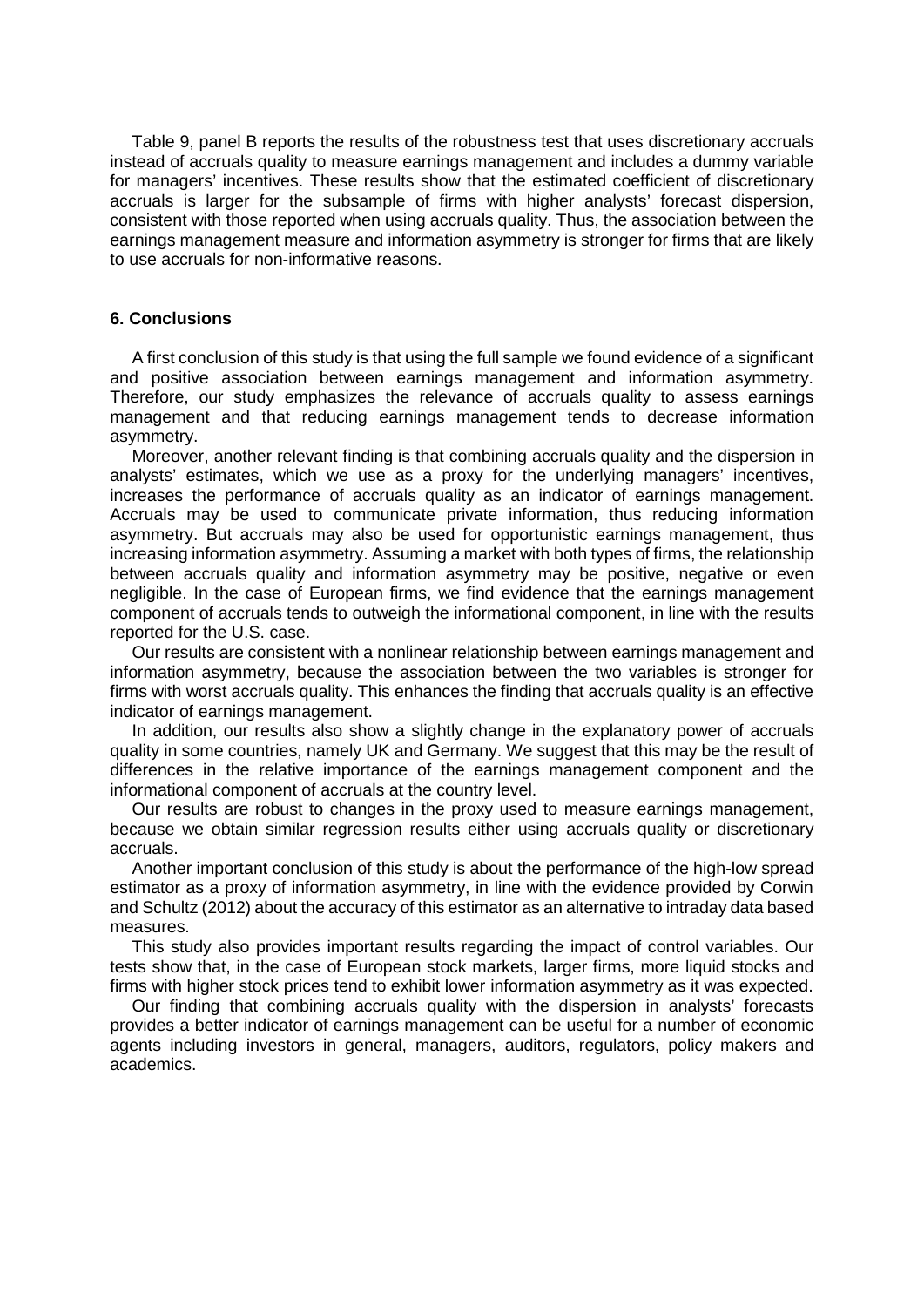Table 9, panel B reports the results of the robustness test that uses discretionary accruals instead of accruals quality to measure earnings management and includes a dummy variable for managers' incentives. These results show that the estimated coefficient of discretionary accruals is larger for the subsample of firms with higher analysts' forecast dispersion, consistent with those reported when using accruals quality. Thus, the association between the earnings management measure and information asymmetry is stronger for firms that are likely to use accruals for non-informative reasons.

## 6. Conclusions

A first conclusion of this study is that using the full sample we found evidence of a significant and positive association between earnings management and information asymmetry. Therefore, our study emphasizes the relevance of accruals quality to assess earnings management and that reducing earnings management tends to decrease information asymmetry.

Moreover, another relevant finding is that combining accruals quality and the dispersion in analysts' estimates, which we use as a proxy for the underlying managers' incentives, increases the performance of accruals quality as an indicator of earnings management. Accruals may be used to communicate private information, thus reducing information asymmetry. But accruals may also be used for opportunistic earnings management, thus increasing information asymmetry. Assuming a market with both types of firms, the relationship between accruals quality and information asymmetry may be positive, negative or even negligible. In the case of European firms, we find evidence that the earnings management component of accruals tends to outweigh the informational component, in line with the results reported for the U.S. case.

Our results are consistent with a nonlinear relationship between earnings management and information asymmetry, because the association between the two variables is stronger for firms with worst accruals quality. This enhances the finding that accruals quality is an effective indicator of earnings management.

In addition, our results also show a slightly change in the explanatory power of accruals quality in some countries, namely UK and Germany. We suggest that this may be the result of differences in the relative importance of the earnings management component and the informational component of accruals at the country level.

Our results are robust to changes in the proxy used to measure earnings management, because we obtain similar regression results either using accruals quality or discretionary accruals.

Another important conclusion of this study is about the performance of the high-low spread estimator as a proxy of information asymmetry, in line with the evidence provided by Corwin and Schultz (2012) about the accuracy of this estimator as an alternative to intraday data based measures.

This study also provides important results regarding the impact of control variables. Our tests show that, in the case of European stock markets, larger firms, more liquid stocks and firms with higher stock prices tend to exhibit lower information asymmetry as it was expected.

Our finding that combining accruals quality with the dispersion in analysts' forecasts provides a better indicator of earnings management can be useful for a number of economic agents including investors in general, managers, auditors, regulators, policy makers and academics.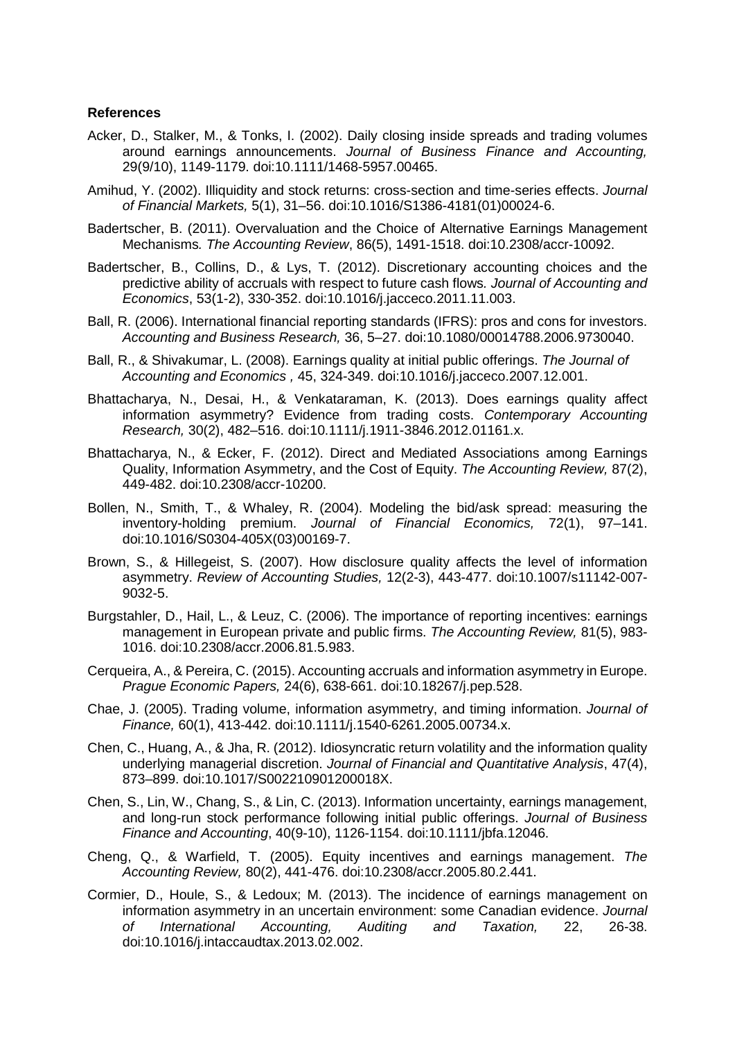**References**

Acker, D., Stalker, M., & Tonks, I. (2002). Daily closing inside spreads and trading volumes around earnings announcements. *Journal of Business Finance and Accounting,* 29(9/10), 1149-1179. doi:10.1111/1468-5957.00465.

Amihud, Y. (2002). Illiquidity and stock returns: cross-section and time-series effects. *Journal of Financial Markets,* 5(1), 31–56. doi:10.1016/S1386-4181(01)00024-6.

Badertscher, B. (2011). Overvaluation and the Choice of Alternative Earnings Management Mechanisms*. The Accounting Review*, 86(5), 1491-1518. doi:10.2308/accr-10092.

Badertscher, B., Collins, D., & Lys, T. (2012). Discretionary accounting choices and the predictive ability of accruals with respect to future cash flows*. Journal of Accounting and Economics*, 53(1-2), 330-352. doi:10.1016/j.jacceco.2011.11.003.

Ball, R. (2006). International financial reporting standards (IFRS): pros and cons for investors. *Accounting and Business Research,* 36, 5–27. doi:10.1080/00014788.2006.9730040.

Ball, R., & Shivakumar, L. (2008). Earnings quality at initial public offerings. *The Journal of Accounting and Economics ,* 45, 324-349. doi:10.1016/j.jacceco.2007.12.001.

Bhattacharya, N., Desai, H., & Venkataraman, K. (2013). Does earnings quality affect information asymmetry? Evidence from trading costs. *Contemporary Accounting Research,* 30(2), 482–516. doi:10.1111/j.1911-3846.2012.01161.x.

Bhattacharya, N., & Ecker, F. (2012). Direct and Mediated Associations among Earnings Quality, Information Asymmetry, and the Cost of Equity. *The Accounting Review,* 87(2), 449-482. doi:10.2308/accr-10200.

Bollen, N., Smith, T., & Whaley, R. (2004). Modeling the bid/ask spread: measuring the inventory-holding premium. *Journal of Financial Economics,* 72(1), 97–141. doi:10.1016/S0304-405X(03)00169-7.

Brown, S., & Hillegeist, S. (2007). How disclosure quality affects the level of information asymmetry. *Review of Accounting Studies,* 12(2-3), 443-477. doi:10.1007/s11142-007-9032-5.

Burgstahler, D., Hail, L., & Leuz, C. (2006). The importance of reporting incentives: earnings management in European private and public firms. *The Accounting Review,* 81(5), 983-1016. doi:10.2308/accr.2006.81.5.983.

Cerqueira, A., & Pereira, C. (2015). Accounting accruals and information asymmetry in Europe. *Prague Economic Papers,* 24(6), 638-661. doi:10.18267/j.pep.528.

Chae, J. (2005). Trading volume, information asymmetry, and timing information. *Journal of Finance,* 60(1), 413-442. doi:10.1111/j.1540-6261.2005.00734.x.

Chen, C., Huang, A., & Jha, R. (2012). Idiosyncratic return volatility and the information quality underlying managerial discretion. *Journal of Financial and Quantitative Analysis*, 47(4), 873–899. doi:10.1017/S002210901200018X.

Chen, S., Lin, W., Chang, S., & Lin, C. (2013). Information uncertainty, earnings management, and long-run stock performance following initial public offerings. *Journal of Business Finance and Accounting*, 40(9-10), 1126-1154. doi:10.1111/jbfa.12046.

Cheng, Q., & Warfield, T. (2005). Equity incentives and earnings management. *The Accounting Review,* 80(2), 441-476. doi:10.2308/accr.2005.80.2.441.

Cormier, D., Houle, S., & Ledoux; M. (2013). The incidence of earnings management on information asymmetry in an uncertain environment: some Canadian evidence. *Journal of International Accounting, Auditing and Taxation,* 22, 26-38. doi:10.1016/j.intaccaudtax.2013.02.002.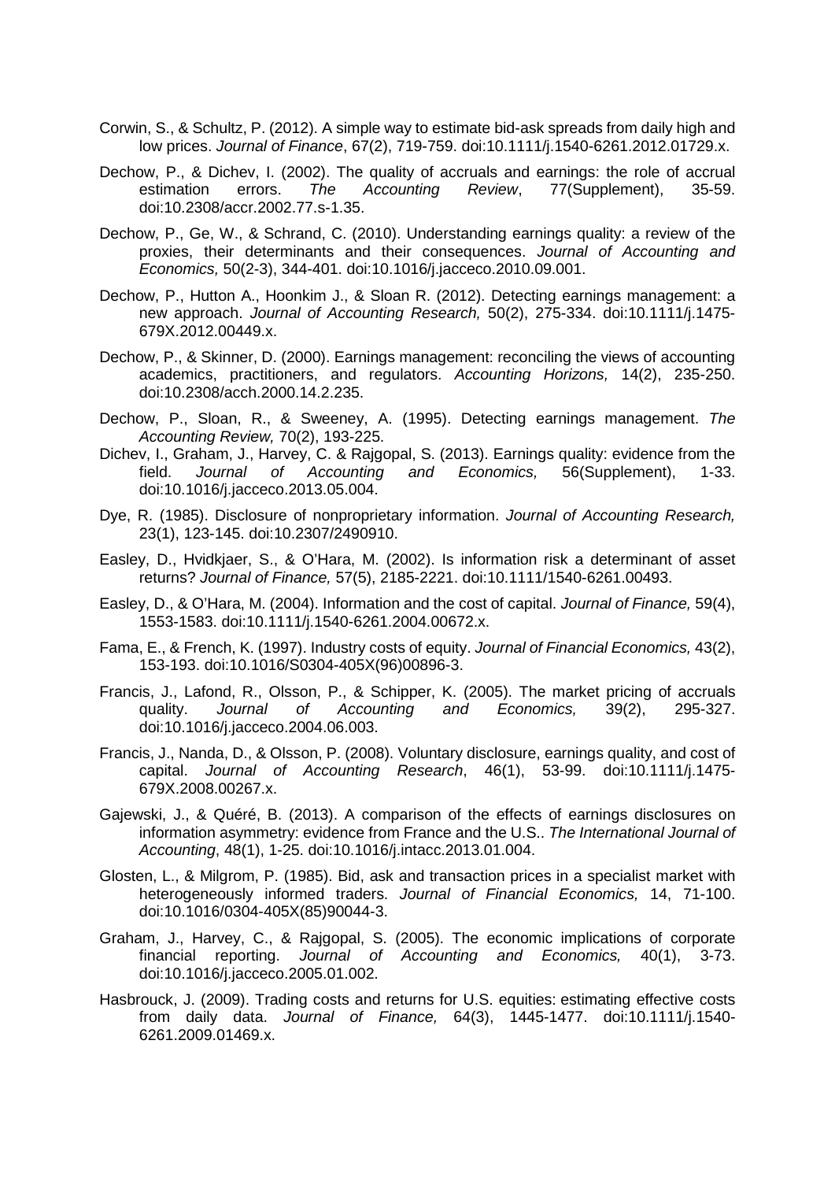Corwin, S., & Schultz, P. (2012). A simple way to estimate bid-ask spreads from daily high and low prices. *Journal of Finance*, 67(2), 719-759. doi:10.1111/j.1540-6261.2012.01729.x.

Dechow, P., & Dichev, I. (2002). The quality of accruals and earnings: the role of accrual estimation errors. *The Accounting Review*, 77(Supplement), 35-59. doi:10.2308/accr.2002.77.s-1.35.

Dechow, P., Ge, W., & Schrand, C. (2010). Understanding earnings quality: a review of the proxies, their determinants and their consequences. *Journal of Accounting and Economics,* 50(2-3), 344-401. doi:10.1016/j.jacceco.2010.09.001.

Dechow, P., Hutton A., Hoonkim J., & Sloan R. (2012). Detecting earnings management: a new approach. *Journal of Accounting Research,* 50(2), 275-334. doi:10.1111/j.1475-679X.2012.00449.x.

Dechow, P., & Skinner, D. (2000). Earnings management: reconciling the views of accounting academics, practitioners, and regulators. *Accounting Horizons,* 14(2), 235-250. doi:10.2308/acch.2000.14.2.235.

Dechow, P., Sloan, R., & Sweeney, A. (1995). Detecting earnings management. *The Accounting Review,* 70(2), 193-225.

Dichev, I., Graham, J., Harvey, C. & Rajgopal, S. (2013). Earnings quality: evidence from the field. *Journal of Accounting and Economics,* 56(Supplement), 1-33. doi:10.1016/j.jacceco.2013.05.004.

Dye, R. (1985). Disclosure of nonproprietary information. *Journal of Accounting Research,* 23(1), 123-145. doi:10.2307/2490910.

Easley, D., Hvidkjaer, S., & O'Hara, M. (2002). Is information risk a determinant of asset returns? *Journal of Finance,* 57(5), 2185-2221. doi:10.1111/1540-6261.00493.

Easley, D., & O'Hara, M. (2004). Information and the cost of capital. *Journal of Finance,* 59(4), 1553-1583. doi:10.1111/j.1540-6261.2004.00672.x.

Fama, E., & French, K. (1997). Industry costs of equity. *Journal of Financial Economics,* 43(2), 153-193. doi:10.1016/S0304-405X(96)00896-3.

Francis, J., Lafond, R., Olsson, P., & Schipper, K. (2005). The market pricing of accruals quality. *Journal of Accounting and Economics,* 39(2), 295-327. doi:10.1016/j.jacceco.2004.06.003.

Francis, J., Nanda, D., & Olsson, P. (2008). Voluntary disclosure, earnings quality, and cost of capital. *Journal of Accounting Research*, 46(1), 53-99. doi:10.1111/j.1475-679X.2008.00267.x.

Gajewski, J., & Quéré, B. (2013). A comparison of the effects of earnings disclosures on information asymmetry: evidence from France and the U.S.. *The International Journal of Accounting*, 48(1), 1-25. doi:10.1016/j.intacc.2013.01.004.

Glosten, L., & Milgrom, P. (1985). Bid, ask and transaction prices in a specialist market with heterogeneously informed traders. *Journal of Financial Economics,* 14, 71-100. doi:10.1016/0304-405X(85)90044-3.

Graham, J., Harvey, C., & Rajgopal, S. (2005). The economic implications of corporate financial reporting. *Journal of Accounting and Economics,* 40(1), 3-73. doi:10.1016/j.jacceco.2005.01.002.

Hasbrouck, J. (2009). Trading costs and returns for U.S. equities: estimating effective costs from daily data. *Journal of Finance,* 64(3), 1445-1477. doi:10.1111/j.1540-6261.2009.01469.x.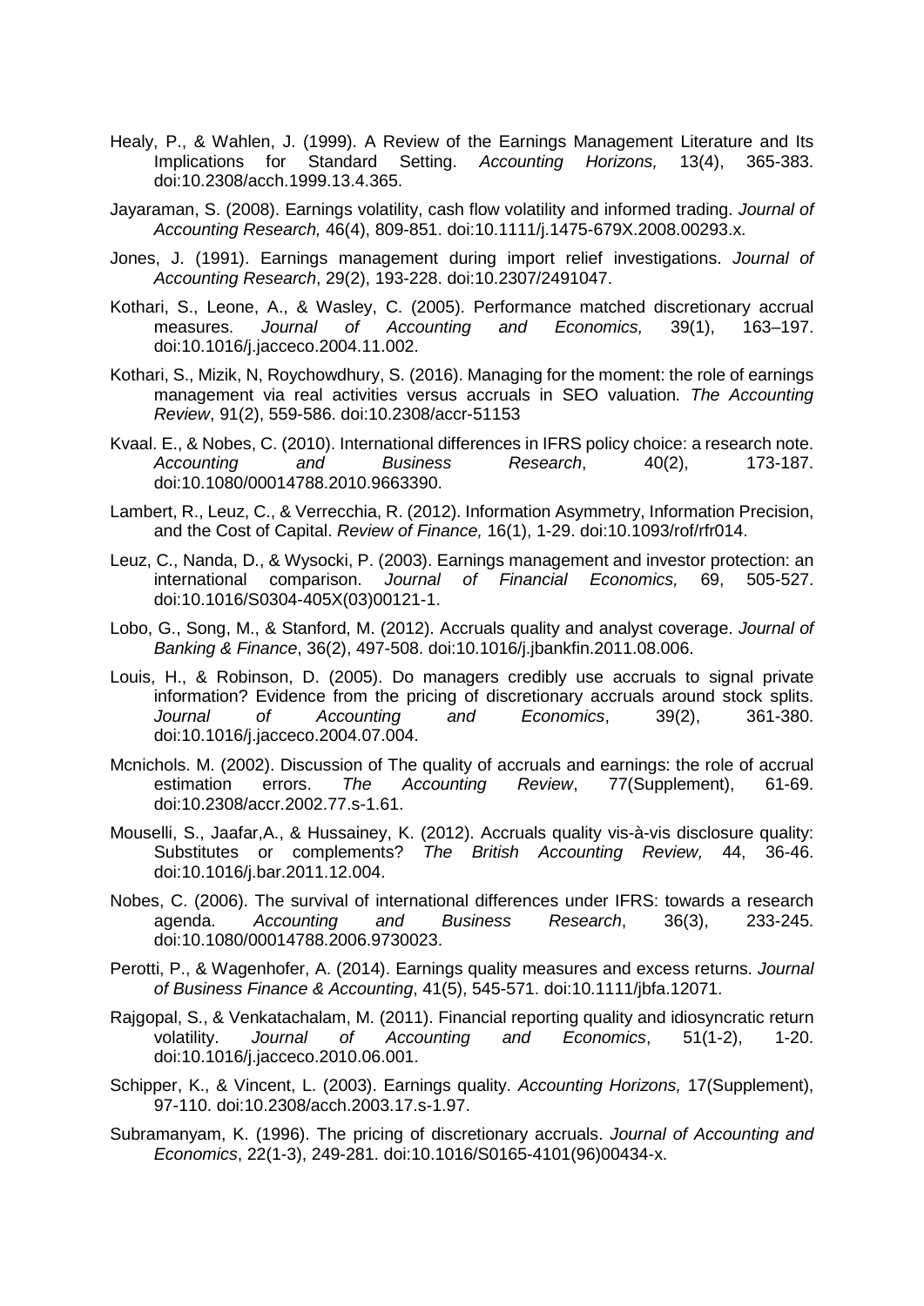Healy, P., & Wahlen, J. (1999). A Review of the Earnings Management Literature and Its Implications for Standard Setting. *Accounting Horizons,* 13(4), 365-383. doi:10.2308/acch.1999.13.4.365.

Jayaraman, S. (2008). Earnings volatility, cash flow volatility and informed trading. *Journal of Accounting Research,* 46(4), 809-851. doi:10.1111/j.1475-679X.2008.00293.x.

Jones, J. (1991). Earnings management during import relief investigations. *Journal of Accounting Research*, 29(2), 193-228. doi:10.2307/2491047.

Kothari, S., Leone, A., & Wasley, C. (2005). Performance matched discretionary accrual measures. *Journal of Accounting and Economics,* 39(1), 163–197. doi:10.1016/j.jacceco.2004.11.002.

Kothari, S., Mizik, N, Roychowdhury, S. (2016). Managing for the moment: the role of earnings management via real activities versus accruals in SEO valuation*. The Accounting Review*, 91(2), 559-586. doi:10.2308/accr-51153

Kvaal. E., & Nobes, C. (2010). International differences in IFRS policy choice: a research note. *Accounting and Business Research*, 40(2), 173-187. doi:10.1080/00014788.2010.9663390.

Lambert, R., Leuz, C., & Verrecchia, R. (2012). Information Asymmetry, Information Precision, and the Cost of Capital. *Review of Finance,* 16(1), 1-29. doi:10.1093/rof/rfr014.

Leuz, C., Nanda, D., & Wysocki, P. (2003). Earnings management and investor protection: an international comparison. *Journal of Financial Economics,* 69, 505-527. doi:10.1016/S0304-405X(03)00121-1.

Lobo, G., Song, M., & Stanford, M. (2012). Accruals quality and analyst coverage. *Journal of Banking & Finance*, 36(2), 497-508. doi:10.1016/j.jbankfin.2011.08.006.

Louis, H., & Robinson, D. (2005). Do managers credibly use accruals to signal private information? Evidence from the pricing of discretionary accruals around stock splits. *Journal of Accounting and Economics*, 39(2), 361-380. doi:10.1016/j.jacceco.2004.07.004.

Mcnichols. M. (2002). Discussion of The quality of accruals and earnings: the role of accrual estimation errors. *The Accounting Review*, 77(Supplement), 61-69. doi:10.2308/accr.2002.77.s-1.61.

Mouselli, S., Jaafar,A., & Hussainey, K. (2012). Accruals quality vis-à-vis disclosure quality: Substitutes or complements? *The British Accounting Review,* 44, 36-46. doi:10.1016/j.bar.2011.12.004.

Nobes, C. (2006). The survival of international differences under IFRS: towards a research agenda. *Accounting and Business Research*, 36(3), 233-245. doi:10.1080/00014788.2006.9730023.

Perotti, P., & Wagenhofer, A. (2014). Earnings quality measures and excess returns. *Journal of Business Finance & Accounting*, 41(5), 545-571. doi:10.1111/jbfa.12071.

Rajgopal, S., & Venkatachalam, M. (2011). Financial reporting quality and idiosyncratic return volatility. *Journal of Accounting and Economics*, 51(1-2), 1-20. doi:10.1016/j.jacceco.2010.06.001.

Schipper, K., & Vincent, L. (2003). Earnings quality. *Accounting Horizons,* 17(Supplement), 97-110. doi:10.2308/acch.2003.17.s-1.97.

Subramanyam, K. (1996). The pricing of discretionary accruals. *Journal of Accounting and Economics*, 22(1-3), 249-281. doi:10.1016/S0165-4101(96)00434-x.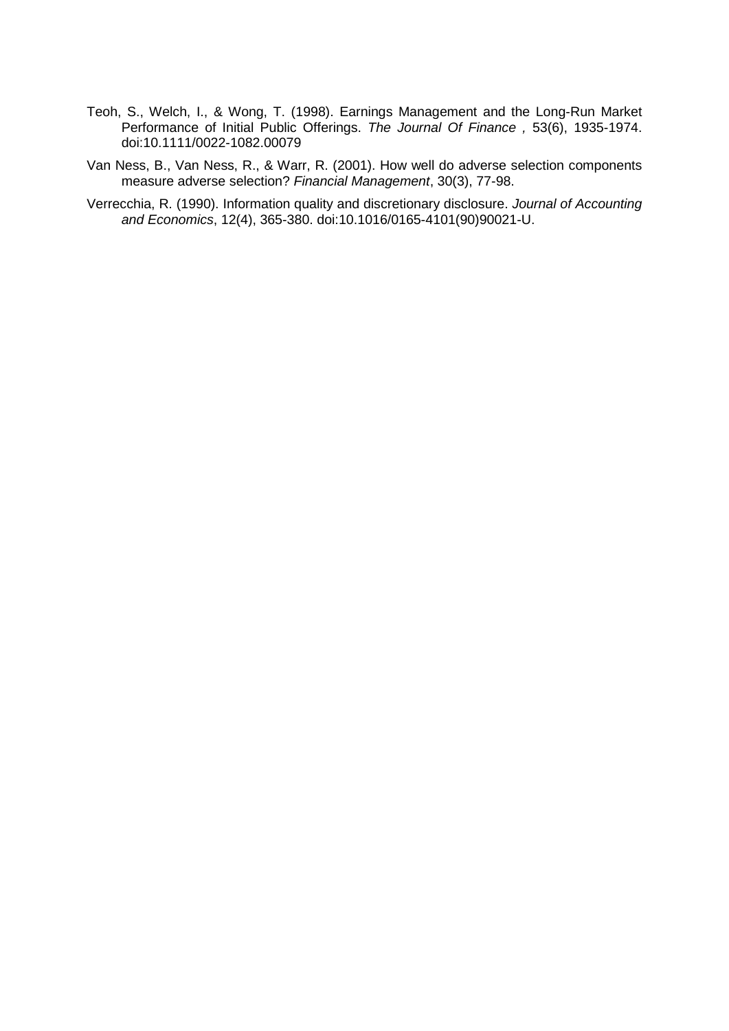Teoh, S., Welch, I., & Wong, T. (1998). Earnings Management and the Long-Run Market Performance of Initial Public Offerings. *The Journal Of Finance ,* 53(6), 1935-1974. doi:10.1111/0022-1082.00079

Van Ness, B., Van Ness, R., & Warr, R. (2001). How well do adverse selection components measure adverse selection? *Financial Management*, 30(3), 77-98.

Verrecchia, R. (1990). Information quality and discretionary disclosure. *Journal of Accounting and Economics*, 12(4), 365-380. doi:10.1016/0165-4101(90)90021-U.